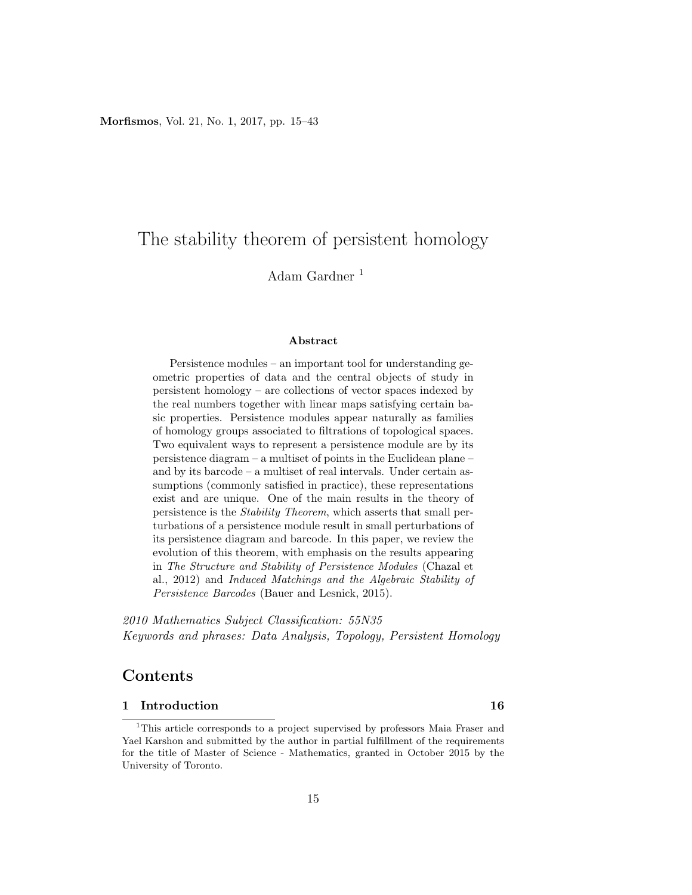# The stability theorem of persistent homology

Adam Gardner [1]

**Abstract**

Persistence modules – an important tool for understanding geometric properties of data and the central objects of study in persistent homology – are collections of vector spaces indexed by the real numbers together with linear maps satisfying certain basic properties. Persistence modules appear naturally as families of homology groups associated to filtrations of topological spaces. Two equivalent ways to represent a persistence module are by its persistence diagram – a multiset of points in the Euclidean plane – and by its barcode – a multiset of real intervals. Under certain assumptions (commonly satisfied in practice), these representations exist and are unique. One of the main results in the theory of persistence is the *Stability Theorem*, which asserts that small perturbations of a persistence module result in small perturbations of its persistence diagram and barcode. In this paper, we review the evolution of this theorem, with emphasis on the results appearing in *The Structure and Stability of Persistence Modules* (Chazal et al., 2012) and *Induced Matchings and the Algebraic Stability of Persistence Barcodes* (Bauer and Lesnick, 2015).

*2010 Mathematics Subject Classification: 55N35*
*Keywords and phrases: Data Analysis, Topology, Persistent Homology*

## Contents

**1 Introduction** **16**

[1] This article corresponds to a project supervised by professors Maia Fraser and Yael Karshon and submitted by the author in partial fulfillment of the requirements for the title of Master of Science - Mathematics, granted in October 2015 by the University of Toronto.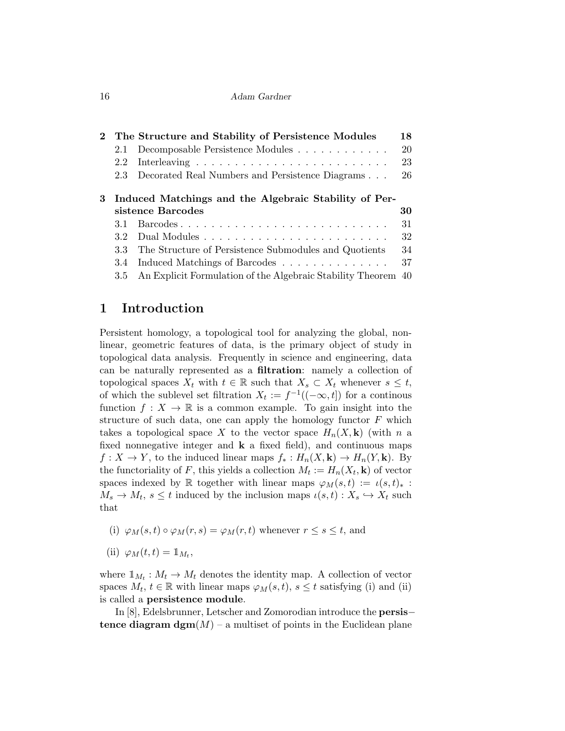| | | |
|---|---|---|
| **2** | **The Structure and Stability of Persistence Modules** | **18** |
| 2.1 | Decomposable Persistence Modules | 20 |
| 2.2 | Interleaving | 23 |
| 2.3 | Decorated Real Numbers and Persistence Diagrams | 26 |
| **3** | **Induced Matchings and the Algebraic Stability of Persistence Barcodes** | **30** |
| 3.1 | Barcodes | 31 |
| 3.2 | Dual Modules | 32 |
| 3.3 | The Structure of Persistence Submodules and Quotients | 34 |
| 3.4 | Induced Matchings of Barcodes | 37 |
| 3.5 | An Explicit Formulation of the Algebraic Stability Theorem | 40 |

# 1 Introduction

Persistent homology, a topological tool for analyzing the global, nonlinear, geometric features of data, is the primary object of study in topological data analysis. Frequently in science and engineering, data can be naturally represented as a **filtration**: namely a collection of topological spaces $X_t$ with $t \in \mathbb{R}$ such that $X_s \subset X_t$ whenever $s \leq t$, of which the sublevel set filtration $X_t := f^{-1}((-\infty, t])$ for a continous function $f : X \to \mathbb{R}$ is a common example. To gain insight into the structure of such data, one can apply the homology functor $F$ which takes a topological space $X$ to the vector space $H_n(X, \mathbf{k})$ (with $n$ a fixed nonnegative integer and $\mathbf{k}$ a fixed field), and continuous maps $f : X \to Y$, to the induced linear maps $f_* : H_n(X, \mathbf{k}) \to H_n(Y, \mathbf{k})$. By the functoriality of $F$, this yields a collection $M_t := H_n(X_t, \mathbf{k})$ of vector spaces indexed by $\mathbb{R}$ together with linear maps $\varphi_M(s,t) := \iota(s,t)_* : M_s \to M_t$, $s \leq t$ induced by the inclusion maps $\iota(s,t) : X_s \hookrightarrow X_t$ such that

(i) $\varphi_M(s,t) \circ \varphi_M(r,s) = \varphi_M(r,t)$ whenever $r \leq s \leq t$, and

(ii) $\varphi_M(t,t) = \mathbb{1}_{M_t}$,

where $\mathbb{1}_{M_t} : M_t \to M_t$ denotes the identity map. A collection of vector spaces $M_t$, $t \in \mathbb{R}$ with linear maps $\varphi_M(s,t)$, $s \leq t$ satisfying (i) and (ii) is called a **persistence module**.

In [8], Edelsbrunner, Letscher and Zomorodian introduce the **persistence diagram** $\mathbf{dgm}(M)$ – a multiset of points in the Euclidean plane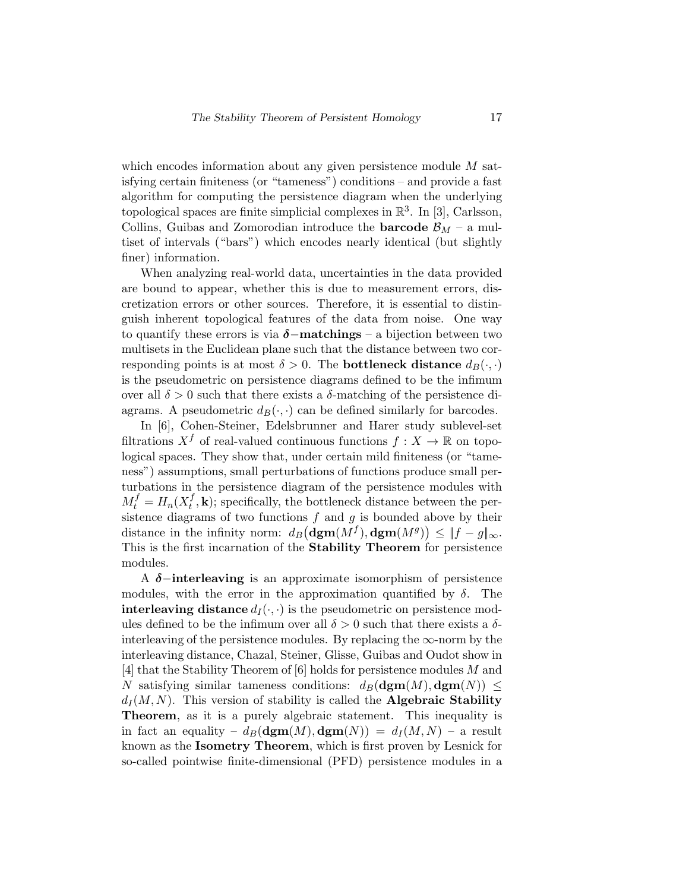which encodes information about any given persistence module $M$ satisfying certain finiteness (or "tameness") conditions – and provide a fast algorithm for computing the persistence diagram when the underlying topological spaces are finite simplicial complexes in $\mathbb{R}^3$. In [3], Carlsson, Collins, Guibas and Zomorodian introduce the **barcode** $\mathcal{B}_M$ – a multiset of intervals ("bars") which encodes nearly identical (but slightly finer) information.

When analyzing real-world data, uncertainties in the data provided are bound to appear, whether this is due to measurement errors, discretization errors or other sources. Therefore, it is essential to distinguish inherent topological features of the data from noise. One way to quantify these errors is via $\boldsymbol{\delta}$**−matchings** – a bijection between two multisets in the Euclidean plane such that the distance between two corresponding points is at most $\delta > 0$. The **bottleneck distance** $d_B(\cdot, \cdot)$ is the pseudometric on persistence diagrams defined to be the infimum over all $\delta > 0$ such that there exists a $\delta$-matching of the persistence diagrams. A pseudometric $d_B(\cdot, \cdot)$ can be defined similarly for barcodes.

In [6], Cohen-Steiner, Edelsbrunner and Harer study sublevel-set filtrations $X^f$ of real-valued continuous functions $f : X \to \mathbb{R}$ on topological spaces. They show that, under certain mild finiteness (or "tameness") assumptions, small perturbations of functions produce small perturbations in the persistence diagram of the persistence modules with $M^f_t = H_n(X^f_t, \mathbf{k})$; specifically, the bottleneck distance between the persistence diagrams of two functions $f$ and $g$ is bounded above by their distance in the infinity norm: $d_B\big(\mathbf{dgm}(M^f), \mathbf{dgm}(M^g)\big) \leq \|f - g\|_\infty$. This is the first incarnation of the **Stability Theorem** for persistence modules.

A $\boldsymbol{\delta}$**−interleaving** is an approximate isomorphism of persistence modules, with the error in the approximation quantified by $\delta$. The **interleaving distance** $d_I(\cdot, \cdot)$ is the pseudometric on persistence modules defined to be the infimum over all $\delta > 0$ such that there exists a $\delta$-interleaving of the persistence modules. By replacing the $\infty$-norm by the interleaving distance, Chazal, Steiner, Glisse, Guibas and Oudot show in [4] that the Stability Theorem of [6] holds for persistence modules $M$ and $N$ satisfying similar tameness conditions: $d_B(\mathbf{dgm}(M), \mathbf{dgm}(N)) \leq d_I(M, N)$. This version of stability is called the **Algebraic Stability Theorem**, as it is a purely algebraic statement. This inequality is in fact an equality – $d_B(\mathbf{dgm}(M), \mathbf{dgm}(N)) = d_I(M, N)$ – a result known as the **Isometry Theorem**, which is first proven by Lesnick for so-called pointwise finite-dimensional (PFD) persistence modules in a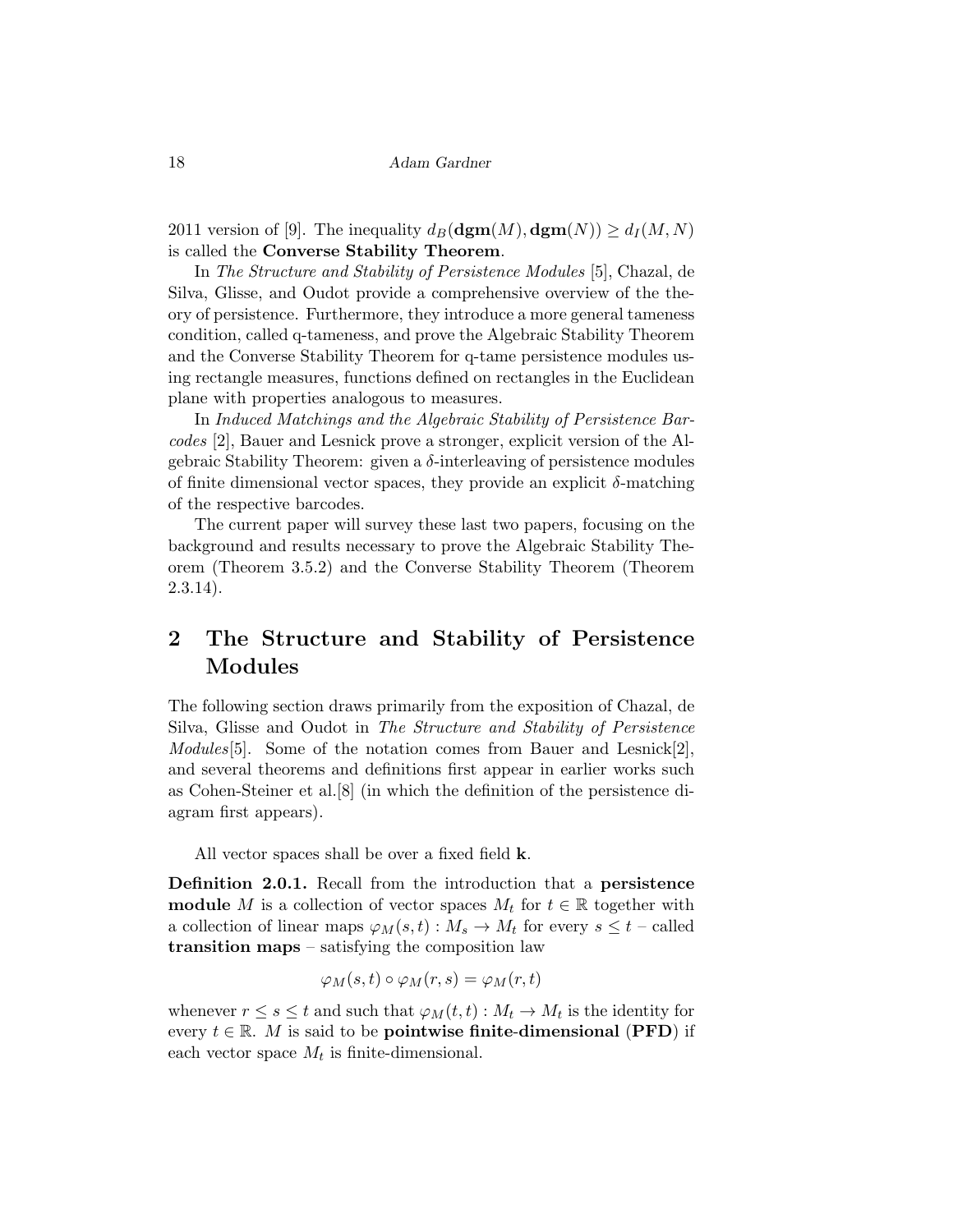2011 version of [9]. The inequality $d_B(\mathbf{dgm}(M), \mathbf{dgm}(N)) \geq d_I(M, N)$ is called the **Converse Stability Theorem**.

In *The Structure and Stability of Persistence Modules* [5], Chazal, de Silva, Glisse, and Oudot provide a comprehensive overview of the theory of persistence. Furthermore, they introduce a more general tameness condition, called q-tameness, and prove the Algebraic Stability Theorem and the Converse Stability Theorem for q-tame persistence modules using rectangle measures, functions defined on rectangles in the Euclidean plane with properties analogous to measures.

In *Induced Matchings and the Algebraic Stability of Persistence Barcodes* [2], Bauer and Lesnick prove a stronger, explicit version of the Algebraic Stability Theorem: given a $\delta$-interleaving of persistence modules of finite dimensional vector spaces, they provide an explicit $\delta$-matching of the respective barcodes.

The current paper will survey these last two papers, focusing on the background and results necessary to prove the Algebraic Stability Theorem (Theorem 3.5.2) and the Converse Stability Theorem (Theorem 2.3.14).

# 2 The Structure and Stability of Persistence Modules

The following section draws primarily from the exposition of Chazal, de Silva, Glisse and Oudot in *The Structure and Stability of Persistence Modules*[5]. Some of the notation comes from Bauer and Lesnick[2], and several theorems and definitions first appear in earlier works such as Cohen-Steiner et al.[8] (in which the definition of the persistence diagram first appears).

All vector spaces shall be over a fixed field $\mathbf{k}$.

**Definition 2.0.1.** Recall from the introduction that a **persistence module** $M$ is a collection of vector spaces $M_t$ for $t \in \mathbb{R}$ together with a collection of linear maps $\varphi_M(s,t) : M_s \to M_t$ for every $s \leq t$ – called **transition maps** – satisfying the composition law

$$\varphi_M(s,t) \circ \varphi_M(r,s) = \varphi_M(r,t)$$

whenever $r \leq s \leq t$ and such that $\varphi_M(t,t) : M_t \to M_t$ is the identity for every $t \in \mathbb{R}$. $M$ is said to be **pointwise finite-dimensional** (**PFD**) if each vector space $M_t$ is finite-dimensional.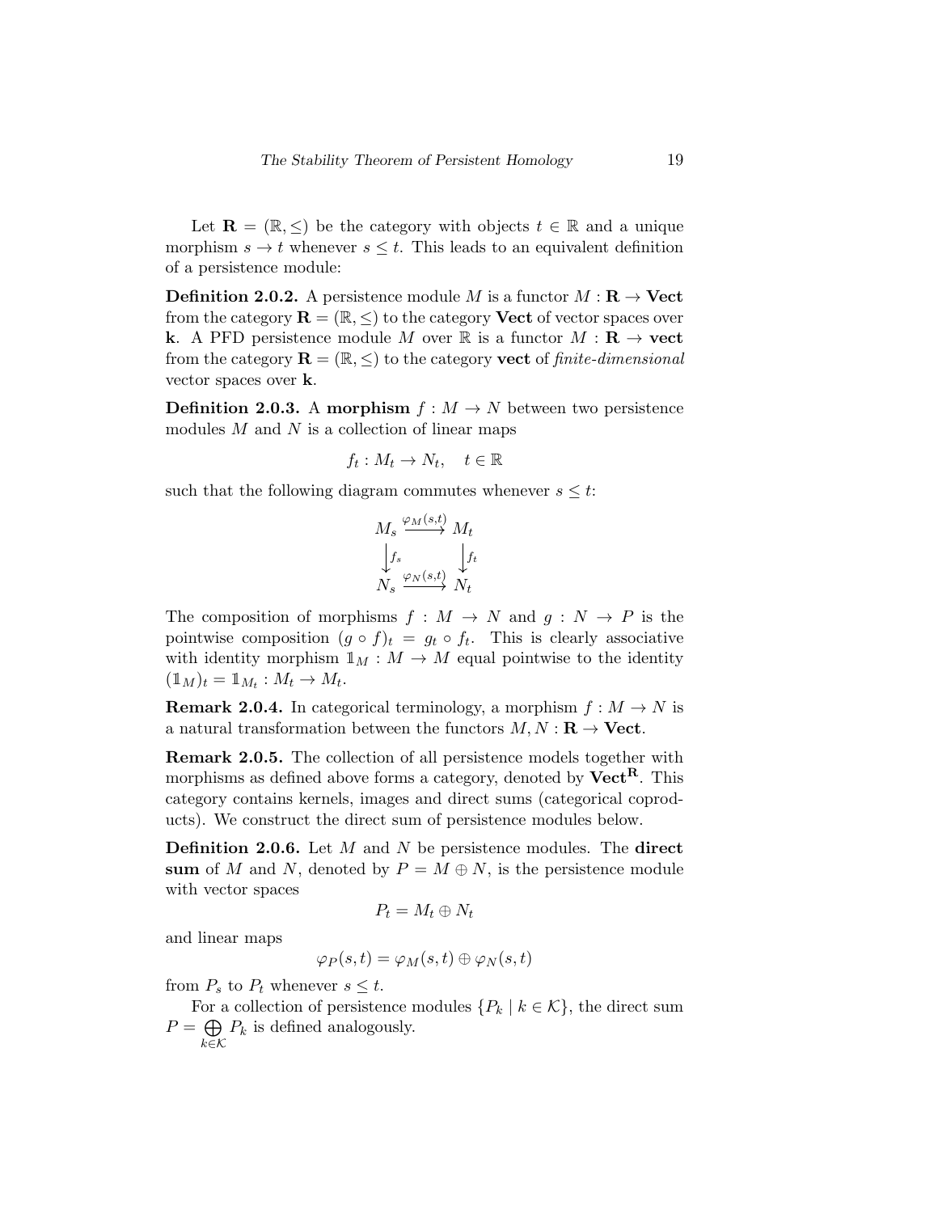Let $\mathbf{R} = (\mathbb{R}, \leq)$ be the category with objects $t \in \mathbb{R}$ and a unique morphism $s \to t$ whenever $s \leq t$. This leads to an equivalent definition of a persistence module:

**Definition 2.0.2.** A persistence module $M$ is a functor $M : \mathbf{R} \to \mathbf{Vect}$ from the category $\mathbf{R} = (\mathbb{R}, \leq)$ to the category $\mathbf{Vect}$ of vector spaces over $\mathbf{k}$. A PFD persistence module $M$ over $\mathbb{R}$ is a functor $M : \mathbf{R} \to \mathbf{vect}$ from the category $\mathbf{R} = (\mathbb{R}, \leq)$ to the category $\mathbf{vect}$ of *finite-dimensional* vector spaces over $\mathbf{k}$.

**Definition 2.0.3.** A **morphism** $f : M \to N$ between two persistence modules $M$ and $N$ is a collection of linear maps

$$f_t : M_t \to N_t, \quad t \in \mathbb{R}$$

such that the following diagram commutes whenever $s \leq t$:

$$\begin{array}{ccc} M_s & \xrightarrow{\varphi_M(s,t)} & M_t \\ \downarrow{\scriptstyle f_s} & & \downarrow{\scriptstyle f_t} \\ N_s & \xrightarrow{\varphi_N(s,t)} & N_t \end{array}$$

The composition of morphisms $f : M \to N$ and $g : N \to P$ is the pointwise composition $(g \circ f)_t = g_t \circ f_t$. This is clearly associative with identity morphism $\mathbb{1}_M : M \to M$ equal pointwise to the identity $(\mathbb{1}_M)_t = \mathbb{1}_{M_t} : M_t \to M_t$.

**Remark 2.0.4.** In categorical terminology, a morphism $f : M \to N$ is a natural transformation between the functors $M, N : \mathbf{R} \to \mathbf{Vect}$.

**Remark 2.0.5.** The collection of all persistence models together with morphisms as defined above forms a category, denoted by $\mathbf{Vect}^{\mathbf{R}}$. This category contains kernels, images and direct sums (categorical coproducts). We construct the direct sum of persistence modules below.

**Definition 2.0.6.** Let $M$ and $N$ be persistence modules. The **direct sum** of $M$ and $N$, denoted by $P = M \oplus N$, is the persistence module with vector spaces

$$P_t = M_t \oplus N_t$$

and linear maps

$$\varphi_P(s,t) = \varphi_M(s,t) \oplus \varphi_N(s,t)$$

from $P_s$ to $P_t$ whenever $s \leq t$.

For a collection of persistence modules $\{P_k \mid k \in \mathcal{K}\}$, the direct sum $P = \bigoplus_{k \in \mathcal{K}} P_k$ is defined analogously.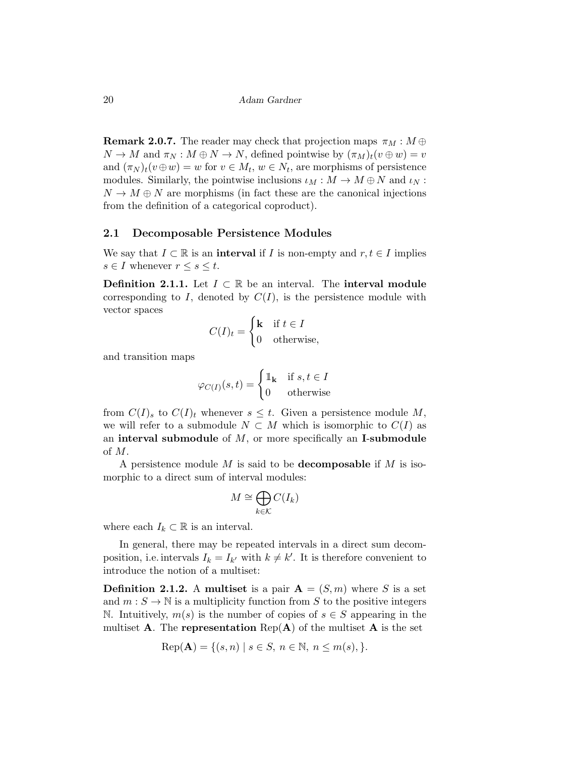**Remark 2.0.7.** The reader may check that projection maps $\pi_M : M \oplus N \to M$ and $\pi_N : M \oplus N \to N$, defined pointwise by $(\pi_M)_t(v \oplus w) = v$ and $(\pi_N)_t(v \oplus w) = w$ for $v \in M_t$, $w \in N_t$, are morphisms of persistence modules. Similarly, the pointwise inclusions $\iota_M : M \to M \oplus N$ and $\iota_N : N \to M \oplus N$ are morphisms (in fact these are the canonical injections from the definition of a categorical coproduct).

## 2.1 Decomposable Persistence Modules

We say that $I \subset \mathbb{R}$ is an **interval** if $I$ is non-empty and $r, t \in I$ implies $s \in I$ whenever $r \leq s \leq t$.

**Definition 2.1.1.** Let $I \subset \mathbb{R}$ be an interval. The **interval module** corresponding to $I$, denoted by $C(I)$, is the persistence module with vector spaces

$$C(I)_t = \begin{cases} \mathbf{k} & \text{if } t \in I \\ 0 & \text{otherwise,} \end{cases}$$

and transition maps

$$\varphi_{C(I)}(s,t) = \begin{cases} \mathbb{1}_{\mathbf{k}} & \text{if } s, t \in I \\ 0 & \text{otherwise} \end{cases}$$

from $C(I)_s$ to $C(I)_t$ whenever $s \leq t$. Given a persistence module $M$, we will refer to a submodule $N \subset M$ which is isomorphic to $C(I)$ as an **interval submodule** of $M$, or more specifically an **I-submodule** of $M$.

A persistence module $M$ is said to be **decomposable** if $M$ is isomorphic to a direct sum of interval modules:

$$M \cong \bigoplus_{k \in \mathcal{K}} C(I_k)$$

where each $I_k \subset \mathbb{R}$ is an interval.

In general, there may be repeated intervals in a direct sum decomposition, i.e. intervals $I_k = I_{k'}$ with $k \neq k'$. It is therefore convenient to introduce the notion of a multiset:

**Definition 2.1.2.** A **multiset** is a pair $\mathbf{A} = (S, m)$ where $S$ is a set and $m : S \to \mathbb{N}$ is a multiplicity function from $S$ to the positive integers $\mathbb{N}$. Intuitively, $m(s)$ is the number of copies of $s \in S$ appearing in the multiset $\mathbf{A}$. The **representation** $\mathrm{Rep}(\mathbf{A})$ of the multiset $\mathbf{A}$ is the set

$$\mathrm{Rep}(\mathbf{A}) = \{(s, n) \mid s \in S,\ n \in \mathbb{N},\ n \leq m(s), \}.$$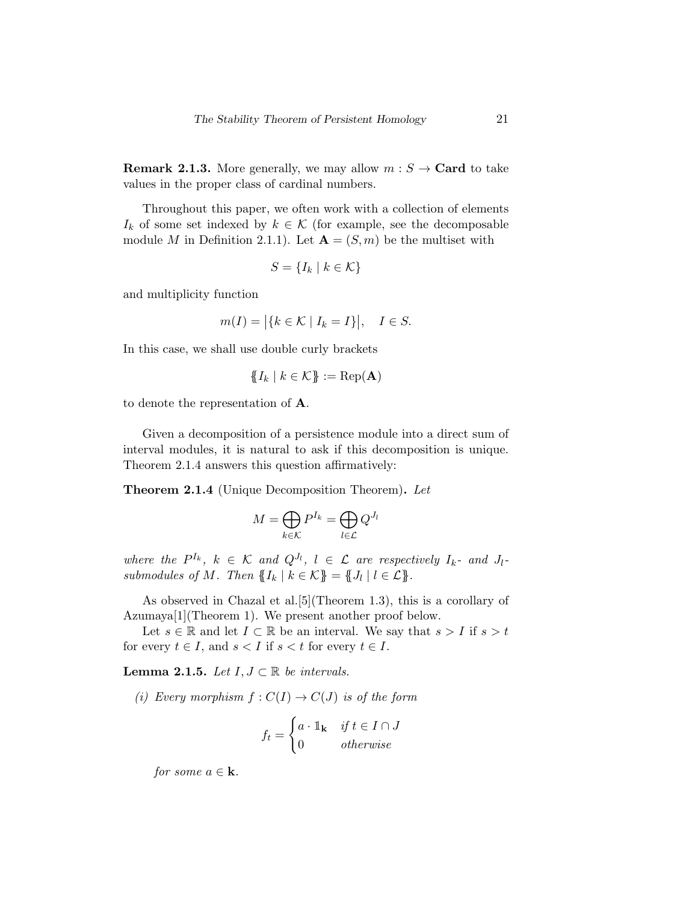**Remark 2.1.3.** More generally, we may allow $m : S \to \mathbf{Card}$ to take values in the proper class of cardinal numbers.

Throughout this paper, we often work with a collection of elements $I_k$ of some set indexed by $k \in \mathcal{K}$ (for example, see the decomposable module $M$ in Definition 2.1.1). Let $\mathbf{A} = (S, m)$ be the multiset with

$$S = \{I_k \mid k \in \mathcal{K}\}$$

and multiplicity function

$$m(I) = \big|\{k \in \mathcal{K} \mid I_k = I\}\big|, \quad I \in S.$$

In this case, we shall use double curly brackets

$$\{\!\{I_k \mid k \in \mathcal{K}\}\!\} := \mathrm{Rep}(\mathbf{A})$$

to denote the representation of $\mathbf{A}$.

Given a decomposition of a persistence module into a direct sum of interval modules, it is natural to ask if this decomposition is unique. Theorem 2.1.4 answers this question affirmatively:

**Theorem 2.1.4** (Unique Decomposition Theorem)**.** *Let*

$$M = \bigoplus_{k \in \mathcal{K}} P^{I_k} = \bigoplus_{l \in \mathcal{L}} Q^{J_l}$$

*where the $P^{I_k}$, $k \in \mathcal{K}$ and $Q^{J_l}$, $l \in \mathcal{L}$ are respectively $I_k$- and $J_l$-submodules of $M$. Then $\{\!\{I_k \mid k \in \mathcal{K}\}\!\} = \{\!\{J_l \mid l \in \mathcal{L}\}\!\}$.*

As observed in Chazal et al.[5](Theorem 1.3), this is a corollary of Azumaya[1](Theorem 1). We present another proof below.

Let $s \in \mathbb{R}$ and let $I \subset \mathbb{R}$ be an interval. We say that $s > I$ if $s > t$ for every $t \in I$, and $s < I$ if $s < t$ for every $t \in I$.

**Lemma 2.1.5.** *Let $I, J \subset \mathbb{R}$ be intervals.*

*(i) Every morphism $f : C(I) \to C(J)$ is of the form*

$$f_t = \begin{cases} a \cdot \mathbb{1}_{\mathbf{k}} & \text{if } t \in I \cap J \\ 0 & \text{otherwise} \end{cases}$$

*for some $a \in \mathbf{k}$.*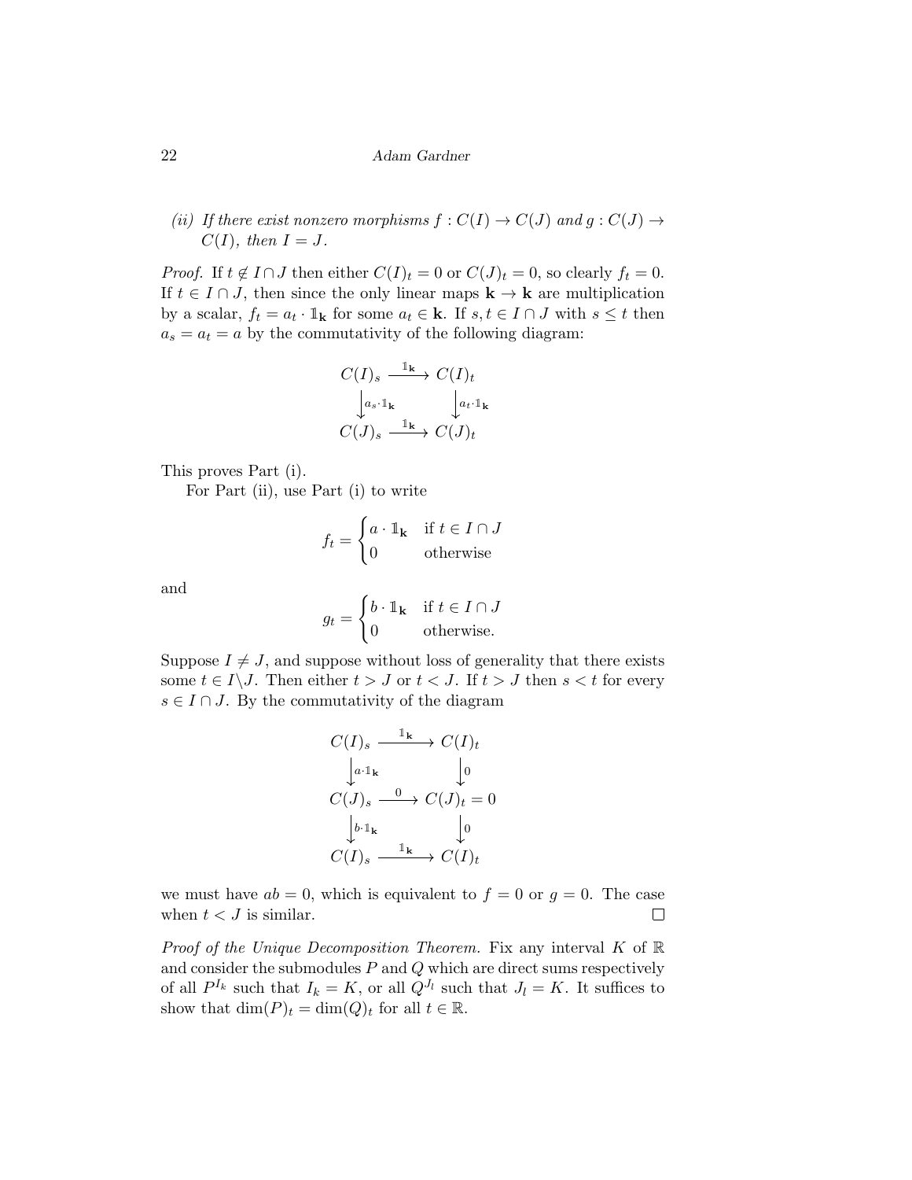*(ii) If there exist nonzero morphisms $f : C(I) \to C(J)$ and $g : C(J) \to C(I)$, then $I = J$.*

*Proof.* If $t \notin I \cap J$ then either $C(I)_t = 0$ or $C(J)_t = 0$, so clearly $f_t = 0$. If $t \in I \cap J$, then since the only linear maps $\mathbf{k} \to \mathbf{k}$ are multiplication by a scalar, $f_t = a_t \cdot \mathbb{1}_{\mathbf{k}}$ for some $a_t \in \mathbf{k}$. If $s, t \in I \cap J$ with $s \leq t$ then $a_s = a_t = a$ by the commutativity of the following diagram:

$$\begin{array}{ccc} C(I)_s & \xrightarrow{\mathbb{1}_{\mathbf{k}}} & C(I)_t \\ \big\downarrow{\scriptstyle a_s \cdot \mathbb{1}_{\mathbf{k}}} & & \big\downarrow{\scriptstyle a_t \cdot \mathbb{1}_{\mathbf{k}}} \\ C(J)_s & \xrightarrow{\mathbb{1}_{\mathbf{k}}} & C(J)_t \end{array}$$

This proves Part (i).

For Part (ii), use Part (i) to write

$$f_t = \begin{cases} a \cdot \mathbb{1}_{\mathbf{k}} & \text{if } t \in I \cap J \\ 0 & \text{otherwise} \end{cases}$$

and

$$g_t = \begin{cases} b \cdot \mathbb{1}_{\mathbf{k}} & \text{if } t \in I \cap J \\ 0 & \text{otherwise.} \end{cases}$$

Suppose $I \neq J$, and suppose without loss of generality that there exists some $t \in I \backslash J$. Then either $t > J$ or $t < J$. If $t > J$ then $s < t$ for every $s \in I \cap J$. By the commutativity of the diagram

$$\begin{array}{ccc} C(I)_s & \xrightarrow{\mathbb{1}_{\mathbf{k}}} & C(I)_t \\ \big\downarrow{\scriptstyle a \cdot \mathbb{1}_{\mathbf{k}}} & & \big\downarrow{\scriptstyle 0} \\ C(J)_s & \xrightarrow{0} & C(J)_t = 0 \\ \big\downarrow{\scriptstyle b \cdot \mathbb{1}_{\mathbf{k}}} & & \big\downarrow{\scriptstyle 0} \\ C(I)_s & \xrightarrow{\mathbb{1}_{\mathbf{k}}} & C(I)_t \end{array}$$

we must have $ab = 0$, which is equivalent to $f = 0$ or $g = 0$. The case when $t < J$ is similar. $\square$

*Proof of the Unique Decomposition Theorem.* Fix any interval $K$ of $\mathbb{R}$ and consider the submodules $P$ and $Q$ which are direct sums respectively of all $P^{I_k}$ such that $I_k = K$, or all $Q^{J_l}$ such that $J_l = K$. It suffices to show that $\dim(P)_t = \dim(Q)_t$ for all $t \in \mathbb{R}$.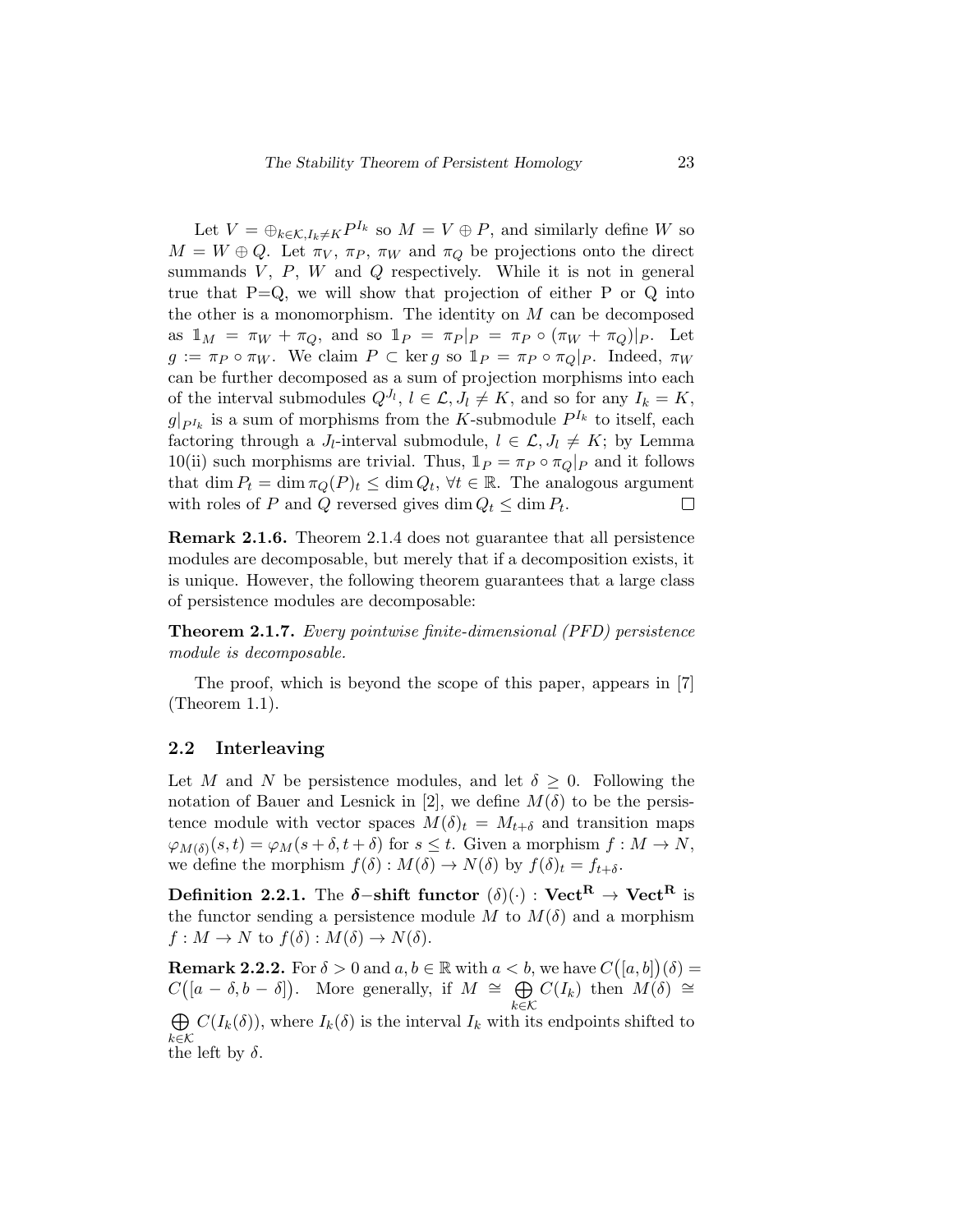Let $V = \oplus_{k \in \mathcal{K}, I_k \neq K} P^{I_k}$ so $M = V \oplus P$, and similarly define $W$ so $M = W \oplus Q$. Let $\pi_V$, $\pi_P$, $\pi_W$ and $\pi_Q$ be projections onto the direct summands $V$, $P$, $W$ and $Q$ respectively. While it is not in general true that P=Q, we will show that projection of either P or Q into the other is a monomorphism. The identity on $M$ can be decomposed as $\mathbb{1}_M = \pi_W + \pi_Q$, and so $\mathbb{1}_P = \pi_P|_P = \pi_P \circ (\pi_W + \pi_Q)|_P$. Let $g := \pi_P \circ \pi_W$. We claim $P \subset \ker g$ so $\mathbb{1}_P = \pi_P \circ \pi_Q|_P$. Indeed, $\pi_W$ can be further decomposed as a sum of projection morphisms into each of the interval submodules $Q^{J_l}$, $l \in \mathcal{L}, J_l \neq K$, and so for any $I_k = K$, $g|_{P^{I_k}}$ is a sum of morphisms from the $K$-submodule $P^{I_k}$ to itself, each factoring through a $J_l$-interval submodule, $l \in \mathcal{L}, J_l \neq K$; by Lemma 10(ii) such morphisms are trivial. Thus, $\mathbb{1}_P = \pi_P \circ \pi_Q|_P$ and it follows that $\dim P_t = \dim \pi_Q(P)_t \leq \dim Q_t$, $\forall t \in \mathbb{R}$. The analogous argument with roles of $P$ and $Q$ reversed gives $\dim Q_t \leq \dim P_t$. $\square$

**Remark 2.1.6.** Theorem 2.1.4 does not guarantee that all persistence modules are decomposable, but merely that if a decomposition exists, it is unique. However, the following theorem guarantees that a large class of persistence modules are decomposable:

**Theorem 2.1.7.** *Every pointwise finite-dimensional (PFD) persistence module is decomposable.*

The proof, which is beyond the scope of this paper, appears in [7] (Theorem 1.1).

## 2.2 Interleaving

Let $M$ and $N$ be persistence modules, and let $\delta \geq 0$. Following the notation of Bauer and Lesnick in [2], we define $M(\delta)$ to be the persistence module with vector spaces $M(\delta)_t = M_{t+\delta}$ and transition maps $\varphi_{M(\delta)}(s,t) = \varphi_M(s+\delta, t+\delta)$ for $s \leq t$. Given a morphism $f : M \to N$, we define the morphism $f(\delta) : M(\delta) \to N(\delta)$ by $f(\delta)_t = f_{t+\delta}$.

**Definition 2.2.1.** The **$\delta-$shift functor** $(\delta)(\cdot) : \mathbf{Vect}^{\mathbf{R}} \to \mathbf{Vect}^{\mathbf{R}}$ is the functor sending a persistence module $M$ to $M(\delta)$ and a morphism $f : M \to N$ to $f(\delta) : M(\delta) \to N(\delta)$.

**Remark 2.2.2.** For $\delta > 0$ and $a, b \in \mathbb{R}$ with $a < b$, we have $C\big([a,b]\big)(\delta) = C\big([a-\delta, b-\delta]\big)$. More generally, if $M \cong \bigoplus_{k \in \mathcal{K}} C(I_k)$ then $M(\delta) \cong \bigoplus_{k \in \mathcal{K}} C(I_k(\delta))$, where $I_k(\delta)$ is the interval $I_k$ with its endpoints shifted to the left by $\delta$.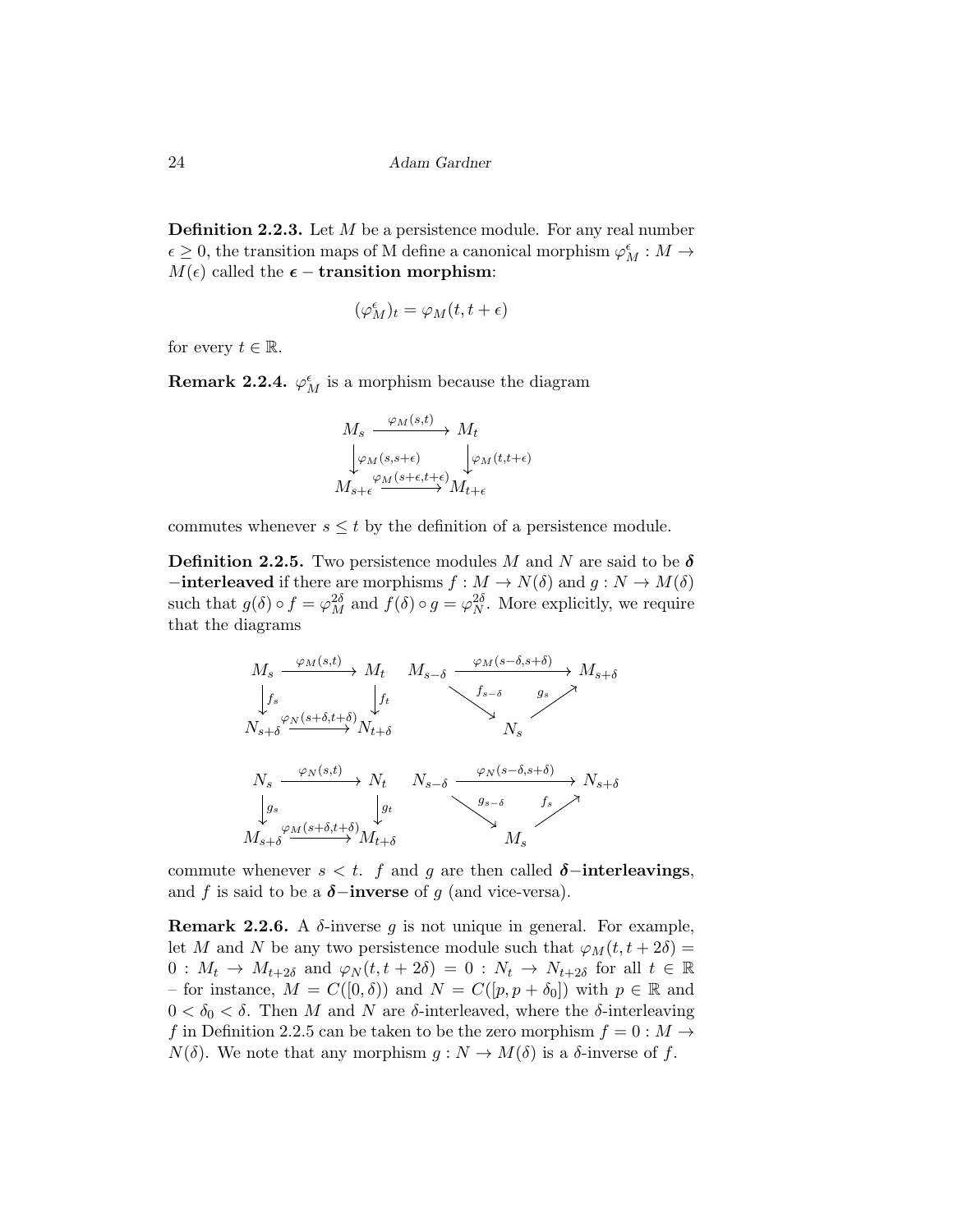**Definition 2.2.3.** Let $M$ be a persistence module. For any real number $\epsilon \geq 0$, the transition maps of M define a canonical morphism $\varphi_M^\epsilon : M \to M(\epsilon)$ called the $\boldsymbol{\epsilon}$ **− transition morphism**:

$$(\varphi_M^\epsilon)_t = \varphi_M(t, t+\epsilon)$$

for every $t \in \mathbb{R}$.

**Remark 2.2.4.** $\varphi_M^\epsilon$ is a morphism because the diagram

$$\begin{array}{ccc} M_s & \xrightarrow{\varphi_M(s,t)} & M_t \\ \downarrow{\scriptstyle \varphi_M(s,s+\epsilon)} & & \downarrow{\scriptstyle \varphi_M(t,t+\epsilon)} \\ M_{s+\epsilon} & \xrightarrow{\varphi_M(s+\epsilon,t+\epsilon)} & M_{t+\epsilon} \end{array}$$

commutes whenever $s \leq t$ by the definition of a persistence module.

**Definition 2.2.5.** Two persistence modules $M$ and $N$ are said to be $\boldsymbol{\delta}$ **−interleaved** if there are morphisms $f : M \to N(\delta)$ and $g : N \to M(\delta)$ such that $g(\delta) \circ f = \varphi_M^{2\delta}$ and $f(\delta) \circ g = \varphi_N^{2\delta}$. More explicitly, we require that the diagrams

$$\begin{array}{ccc} M_s & \xrightarrow{\varphi_M(s,t)} & M_t \\ \downarrow{\scriptstyle f_s} & & \downarrow{\scriptstyle f_t} \\ N_{s+\delta} & \xrightarrow{\varphi_N(s+\delta,t+\delta)} & N_{t+\delta} \end{array} \qquad M_{s-\delta} \xrightarrow{\varphi_M(s-\delta,s+\delta)} M_{s+\delta}, \quad M_{s-\delta} \xrightarrow{f_{s-\delta}} N_s \xrightarrow{g_s} M_{s+\delta}$$

$$\begin{array}{ccc} N_s & \xrightarrow{\varphi_N(s,t)} & N_t \\ \downarrow{\scriptstyle g_s} & & \downarrow{\scriptstyle g_t} \\ M_{s+\delta} & \xrightarrow{\varphi_M(s+\delta,t+\delta)} & M_{t+\delta} \end{array} \qquad N_{s-\delta} \xrightarrow{\varphi_N(s-\delta,s+\delta)} N_{s+\delta}, \quad N_{s-\delta} \xrightarrow{g_{s-\delta}} M_s \xrightarrow{f_s} N_{s+\delta}$$

commute whenever $s < t$. $f$ and $g$ are then called $\boldsymbol{\delta}$**−interleavings**, and $f$ is said to be a $\boldsymbol{\delta}$**−inverse** of $g$ (and vice-versa).

**Remark 2.2.6.** A $\delta$-inverse $g$ is not unique in general. For example, let $M$ and $N$ be any two persistence module such that $\varphi_M(t, t+2\delta) = 0 : M_t \to M_{t+2\delta}$ and $\varphi_N(t, t+2\delta) = 0 : N_t \to N_{t+2\delta}$ for all $t \in \mathbb{R}$ – for instance, $M = C([0, \delta))$ and $N = C([p, p+\delta_0])$ with $p \in \mathbb{R}$ and $0 < \delta_0 < \delta$. Then $M$ and $N$ are $\delta$-interleaved, where the $\delta$-interleaving $f$ in Definition 2.2.5 can be taken to be the zero morphism $f = 0 : M \to N(\delta)$. We note that any morphism $g : N \to M(\delta)$ is a $\delta$-inverse of $f$.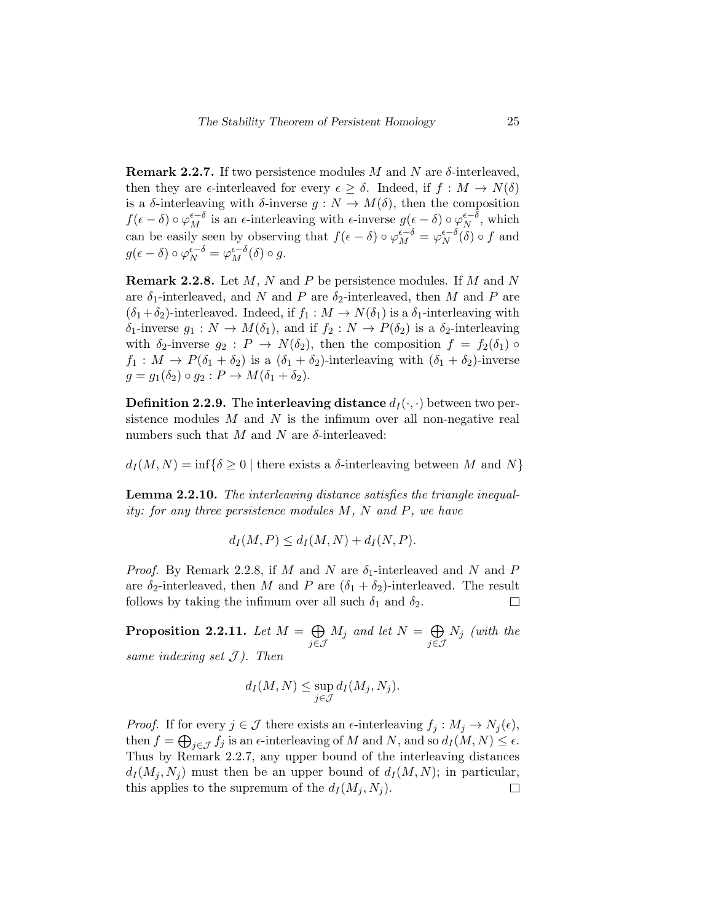**Remark 2.2.7.** If two persistence modules $M$ and $N$ are $\delta$-interleaved, then they are $\epsilon$-interleaved for every $\epsilon \geq \delta$. Indeed, if $f : M \to N(\delta)$ is a $\delta$-interleaving with $\delta$-inverse $g : N \to M(\delta)$, then the composition $f(\epsilon - \delta) \circ \varphi_M^{\epsilon-\delta}$ is an $\epsilon$-interleaving with $\epsilon$-inverse $g(\epsilon - \delta) \circ \varphi_N^{\epsilon-\delta}$, which can be easily seen by observing that $f(\epsilon - \delta) \circ \varphi_M^{\epsilon-\delta} = \varphi_N^{\epsilon-\delta}(\delta) \circ f$ and $g(\epsilon - \delta) \circ \varphi_N^{\epsilon-\delta} = \varphi_M^{\epsilon-\delta}(\delta) \circ g$.

**Remark 2.2.8.** Let $M$, $N$ and $P$ be persistence modules. If $M$ and $N$ are $\delta_1$-interleaved, and $N$ and $P$ are $\delta_2$-interleaved, then $M$ and $P$ are $(\delta_1 + \delta_2)$-interleaved. Indeed, if $f_1 : M \to N(\delta_1)$ is a $\delta_1$-interleaving with $\delta_1$-inverse $g_1 : N \to M(\delta_1)$, and if $f_2 : N \to P(\delta_2)$ is a $\delta_2$-interleaving with $\delta_2$-inverse $g_2 : P \to N(\delta_2)$, then the composition $f = f_2(\delta_1) \circ f_1 : M \to P(\delta_1 + \delta_2)$ is a $(\delta_1 + \delta_2)$-interleaving with $(\delta_1 + \delta_2)$-inverse $g = g_1(\delta_2) \circ g_2 : P \to M(\delta_1 + \delta_2)$.

**Definition 2.2.9.** The **interleaving distance** $d_I(\cdot, \cdot)$ between two persistence modules $M$ and $N$ is the infimum over all non-negative real numbers such that $M$ and $N$ are $\delta$-interleaved:

$$d_I(M, N) = \inf\{\delta \geq 0 \mid \text{there exists a } \delta\text{-interleaving between } M \text{ and } N\}$$

**Lemma 2.2.10.** *The interleaving distance satisfies the triangle inequality: for any three persistence modules $M$, $N$ and $P$, we have*

$$d_I(M, P) \leq d_I(M, N) + d_I(N, P).$$

*Proof.* By Remark 2.2.8, if $M$ and $N$ are $\delta_1$-interleaved and $N$ and $P$ are $\delta_2$-interleaved, then $M$ and $P$ are $(\delta_1 + \delta_2)$-interleaved. The result follows by taking the infimum over all such $\delta_1$ and $\delta_2$. $\square$

**Proposition 2.2.11.** *Let $M = \bigoplus_{j \in \mathcal{J}} M_j$ and let $N = \bigoplus_{j \in \mathcal{J}} N_j$ (with the same indexing set $\mathcal{J}$). Then*

$$d_I(M, N) \leq \sup_{j \in \mathcal{J}} d_I(M_j, N_j).$$

*Proof.* If for every $j \in \mathcal{J}$ there exists an $\epsilon$-interleaving $f_j : M_j \to N_j(\epsilon)$, then $f = \bigoplus_{j \in \mathcal{J}} f_j$ is an $\epsilon$-interleaving of $M$ and $N$, and so $d_I(M, N) \leq \epsilon$. Thus by Remark 2.2.7, any upper bound of the interleaving distances $d_I(M_j, N_j)$ must then be an upper bound of $d_I(M, N)$; in particular, this applies to the supremum of the $d_I(M_j, N_j)$. $\square$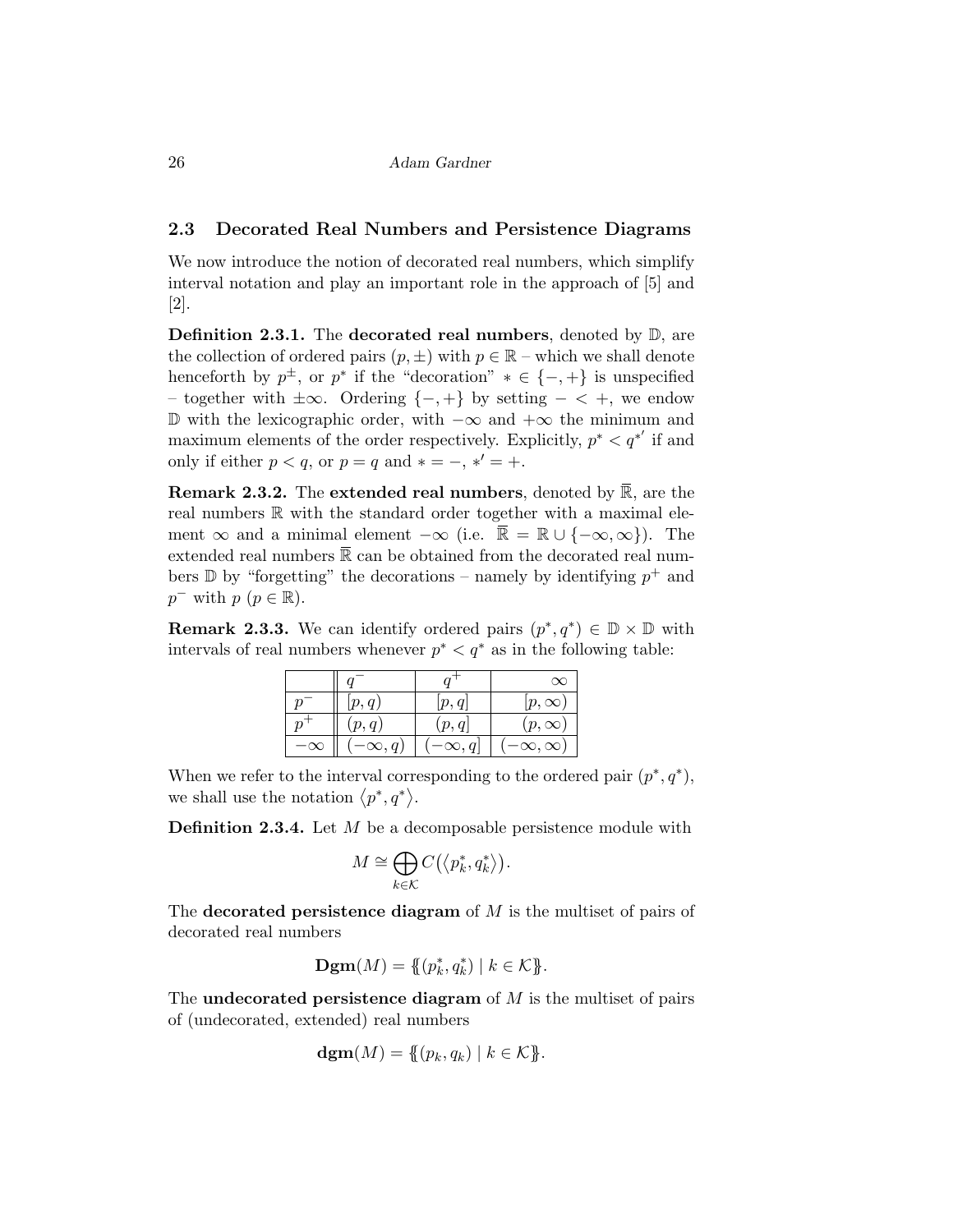## 2.3 Decorated Real Numbers and Persistence Diagrams

We now introduce the notion of decorated real numbers, which simplify interval notation and play an important role in the approach of [5] and [2].

**Definition 2.3.1.** The **decorated real numbers**, denoted by $\mathbb{D}$, are the collection of ordered pairs $(p, \pm)$ with $p \in \mathbb{R}$ – which we shall denote henceforth by $p^{\pm}$, or $p^*$ if the "decoration" $* \in \{-, +\}$ is unspecified – together with $\pm\infty$. Ordering $\{-, +\}$ by setting $- < +$, we endow $\mathbb{D}$ with the lexicographic order, with $-\infty$ and $+\infty$ the minimum and maximum elements of the order respectively. Explicitly, $p^* < q^{*'}$ if and only if either $p < q$, or $p = q$ and $* = -$, $*' = +$.

**Remark 2.3.2.** The **extended real numbers**, denoted by $\overline{\mathbb{R}}$, are the real numbers $\mathbb{R}$ with the standard order together with a maximal element $\infty$ and a minimal element $-\infty$ (i.e. $\overline{\mathbb{R}} = \mathbb{R} \cup \{-\infty, \infty\}$). The extended real numbers $\overline{\mathbb{R}}$ can be obtained from the decorated real numbers $\mathbb{D}$ by "forgetting" the decorations – namely by identifying $p^+$ and $p^-$ with $p$ ($p \in \mathbb{R}$).

**Remark 2.3.3.** We can identify ordered pairs $(p^*, q^*) \in \mathbb{D} \times \mathbb{D}$ with intervals of real numbers whenever $p^* < q^*$ as in the following table:

| | $q^-$ | $q^+$ | $\infty$ |
|---|---|---|---|
| $p^-$ | $[p, q)$ | $[p, q]$ | $[p, \infty)$ |
| $p^+$ | $(p, q)$ | $(p, q]$ | $(p, \infty)$ |
| $-\infty$ | $(-\infty, q)$ | $(-\infty, q]$ | $(-\infty, \infty)$ |

When we refer to the interval corresponding to the ordered pair $(p^*, q^*)$, we shall use the notation $\langle p^*, q^* \rangle$.

**Definition 2.3.4.** Let $M$ be a decomposable persistence module with

$$M \cong \bigoplus_{k \in \mathcal{K}} C\big(\langle p_k^*, q_k^* \rangle\big).$$

The **decorated persistence diagram** of $M$ is the multiset of pairs of decorated real numbers

$$\mathbf{Dgm}(M) = \{\!\!\{(p_k^*, q_k^*) \mid k \in \mathcal{K}\}\!\!\}.$$

The **undecorated persistence diagram** of $M$ is the multiset of pairs of (undecorated, extended) real numbers

$$\mathbf{dgm}(M) = \{\!\!\{(p_k, q_k) \mid k \in \mathcal{K}\}\!\!\}.$$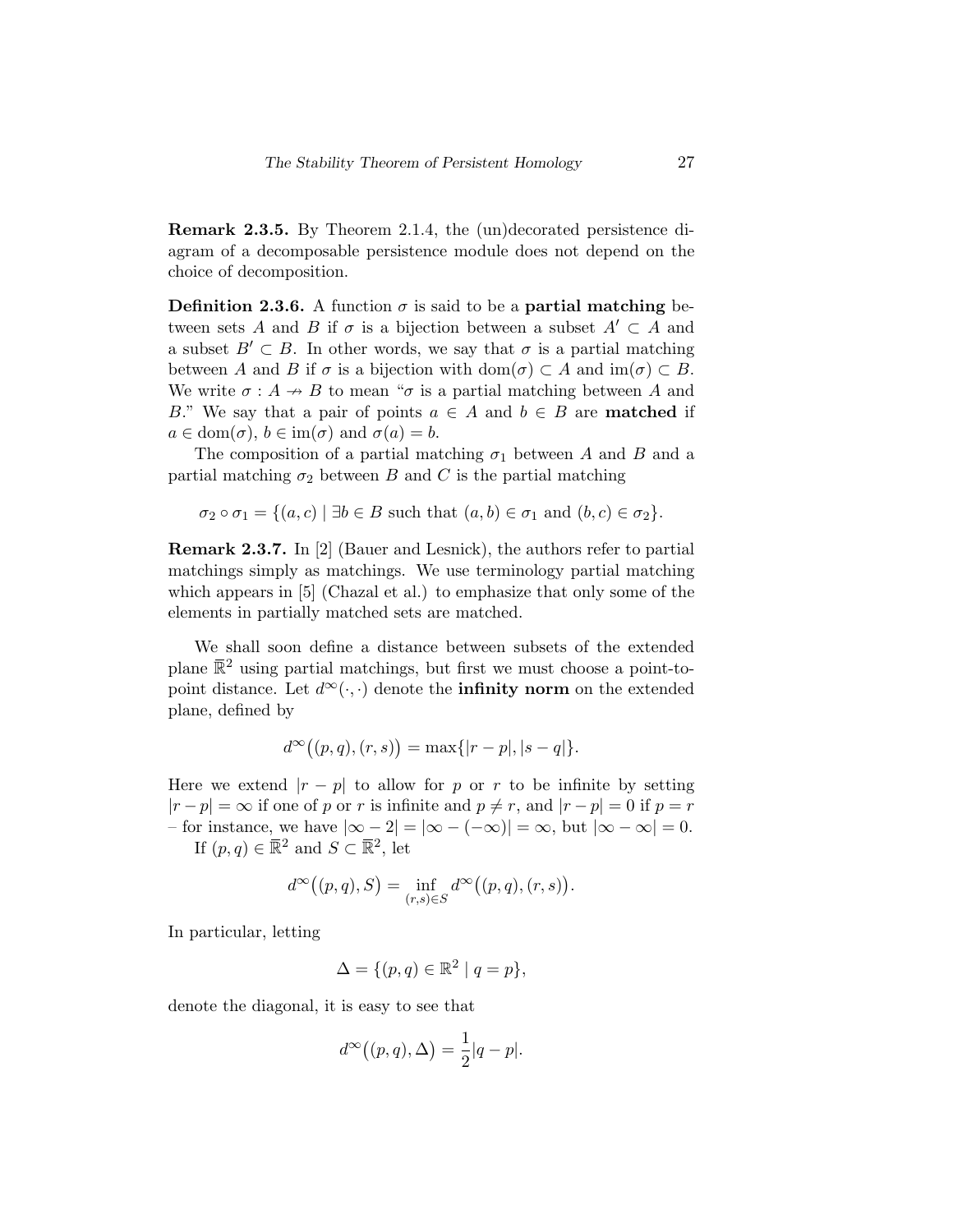**Remark 2.3.5.** By Theorem 2.1.4, the (un)decorated persistence diagram of a decomposable persistence module does not depend on the choice of decomposition.

**Definition 2.3.6.** A function $\sigma$ is said to be a **partial matching** between sets $A$ and $B$ if $\sigma$ is a bijection between a subset $A' \subset A$ and a subset $B' \subset B$. In other words, we say that $\sigma$ is a partial matching between $A$ and $B$ if $\sigma$ is a bijection with $\mathrm{dom}(\sigma) \subset A$ and $\mathrm{im}(\sigma) \subset B$. We write $\sigma : A \nrightarrow B$ to mean "$\sigma$ is a partial matching between $A$ and $B$." We say that a pair of points $a \in A$ and $b \in B$ are **matched** if $a \in \mathrm{dom}(\sigma)$, $b \in \mathrm{im}(\sigma)$ and $\sigma(a) = b$.

The composition of a partial matching $\sigma_1$ between $A$ and $B$ and a partial matching $\sigma_2$ between $B$ and $C$ is the partial matching

$$\sigma_2 \circ \sigma_1 = \{(a, c) \mid \exists b \in B \text{ such that } (a, b) \in \sigma_1 \text{ and } (b, c) \in \sigma_2\}.$$

**Remark 2.3.7.** In [2] (Bauer and Lesnick), the authors refer to partial matchings simply as matchings. We use terminology partial matching which appears in [5] (Chazal et al.) to emphasize that only some of the elements in partially matched sets are matched.

We shall soon define a distance between subsets of the extended plane $\overline{\mathbb{R}}^2$ using partial matchings, but first we must choose a point-to-point distance. Let $d^\infty(\cdot, \cdot)$ denote the **infinity norm** on the extended plane, defined by

$$d^\infty\big((p, q), (r, s)\big) = \max\{|r - p|, |s - q|\}.$$

Here we extend $|r - p|$ to allow for $p$ or $r$ to be infinite by setting $|r - p| = \infty$ if one of $p$ or $r$ is infinite and $p \neq r$, and $|r - p| = 0$ if $p = r$ – for instance, we have $|\infty - 2| = |\infty - (-\infty)| = \infty$, but $|\infty - \infty| = 0$.

If $(p, q) \in \overline{\mathbb{R}}^2$ and $S \subset \overline{\mathbb{R}}^2$, let

$$d^\infty\big((p, q), S\big) = \inf_{(r,s) \in S} d^\infty\big((p, q), (r, s)\big).$$

In particular, letting

$$\Delta = \{(p, q) \in \mathbb{R}^2 \mid q = p\},$$

denote the diagonal, it is easy to see that

$$d^\infty\big((p, q), \Delta\big) = \frac{1}{2}|q - p|.$$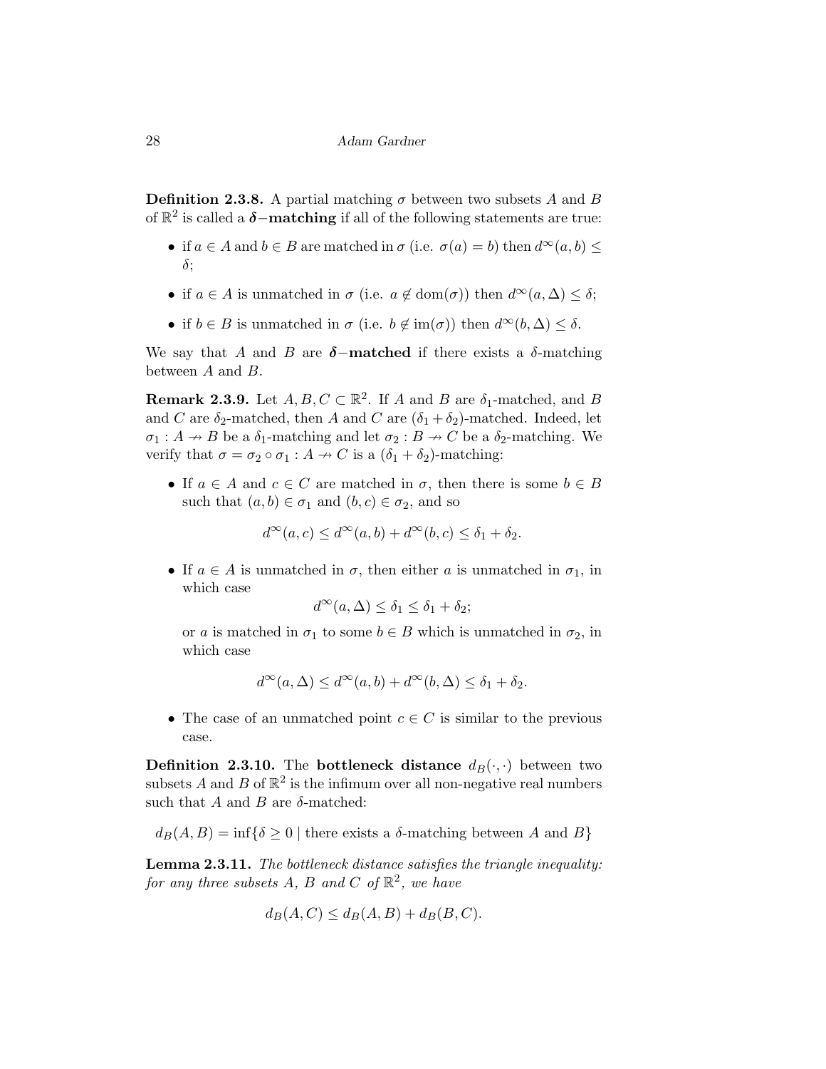**Definition 2.3.8.** A partial matching $\sigma$ between two subsets $A$ and $B$ of $\mathbb{R}^2$ is called a $\boldsymbol{\delta}$**−matching** if all of the following statements are true:

- if $a \in A$ and $b \in B$ are matched in $\sigma$ (i.e. $\sigma(a) = b$) then $d^\infty(a, b) \leq \delta$;
- if $a \in A$ is unmatched in $\sigma$ (i.e. $a \notin \mathrm{dom}(\sigma)$) then $d^\infty(a, \Delta) \leq \delta$;
- if $b \in B$ is unmatched in $\sigma$ (i.e. $b \notin \mathrm{im}(\sigma)$) then $d^\infty(b, \Delta) \leq \delta$.

We say that $A$ and $B$ are $\boldsymbol{\delta}$**−matched** if there exists a $\delta$-matching between $A$ and $B$.

**Remark 2.3.9.** Let $A, B, C \subset \mathbb{R}^2$. If $A$ and $B$ are $\delta_1$-matched, and $B$ and $C$ are $\delta_2$-matched, then $A$ and $C$ are $(\delta_1 + \delta_2)$-matched. Indeed, let $\sigma_1 : A \twoheadrightarrow B$ be a $\delta_1$-matching and let $\sigma_2 : B \twoheadrightarrow C$ be a $\delta_2$-matching. We verify that $\sigma = \sigma_2 \circ \sigma_1 : A \twoheadrightarrow C$ is a $(\delta_1 + \delta_2)$-matching:

- If $a \in A$ and $c \in C$ are matched in $\sigma$, then there is some $b \in B$ such that $(a, b) \in \sigma_1$ and $(b, c) \in \sigma_2$, and so
$$d^\infty(a, c) \leq d^\infty(a, b) + d^\infty(b, c) \leq \delta_1 + \delta_2.$$
- If $a \in A$ is unmatched in $\sigma$, then either $a$ is unmatched in $\sigma_1$, in which case
$$d^\infty(a, \Delta) \leq \delta_1 \leq \delta_1 + \delta_2;$$
or $a$ is matched in $\sigma_1$ to some $b \in B$ which is unmatched in $\sigma_2$, in which case
$$d^\infty(a, \Delta) \leq d^\infty(a, b) + d^\infty(b, \Delta) \leq \delta_1 + \delta_2.$$
- The case of an unmatched point $c \in C$ is similar to the previous case.

**Definition 2.3.10.** The **bottleneck distance** $d_B(\cdot, \cdot)$ between two subsets $A$ and $B$ of $\mathbb{R}^2$ is the infimum over all non-negative real numbers such that $A$ and $B$ are $\delta$-matched:

$$d_B(A, B) = \inf\{\delta \geq 0 \mid \text{there exists a } \delta\text{-matching between } A \text{ and } B\}$$

**Lemma 2.3.11.** *The bottleneck distance satisfies the triangle inequality: for any three subsets $A$, $B$ and $C$ of $\mathbb{R}^2$, we have*

$$d_B(A, C) \leq d_B(A, B) + d_B(B, C).$$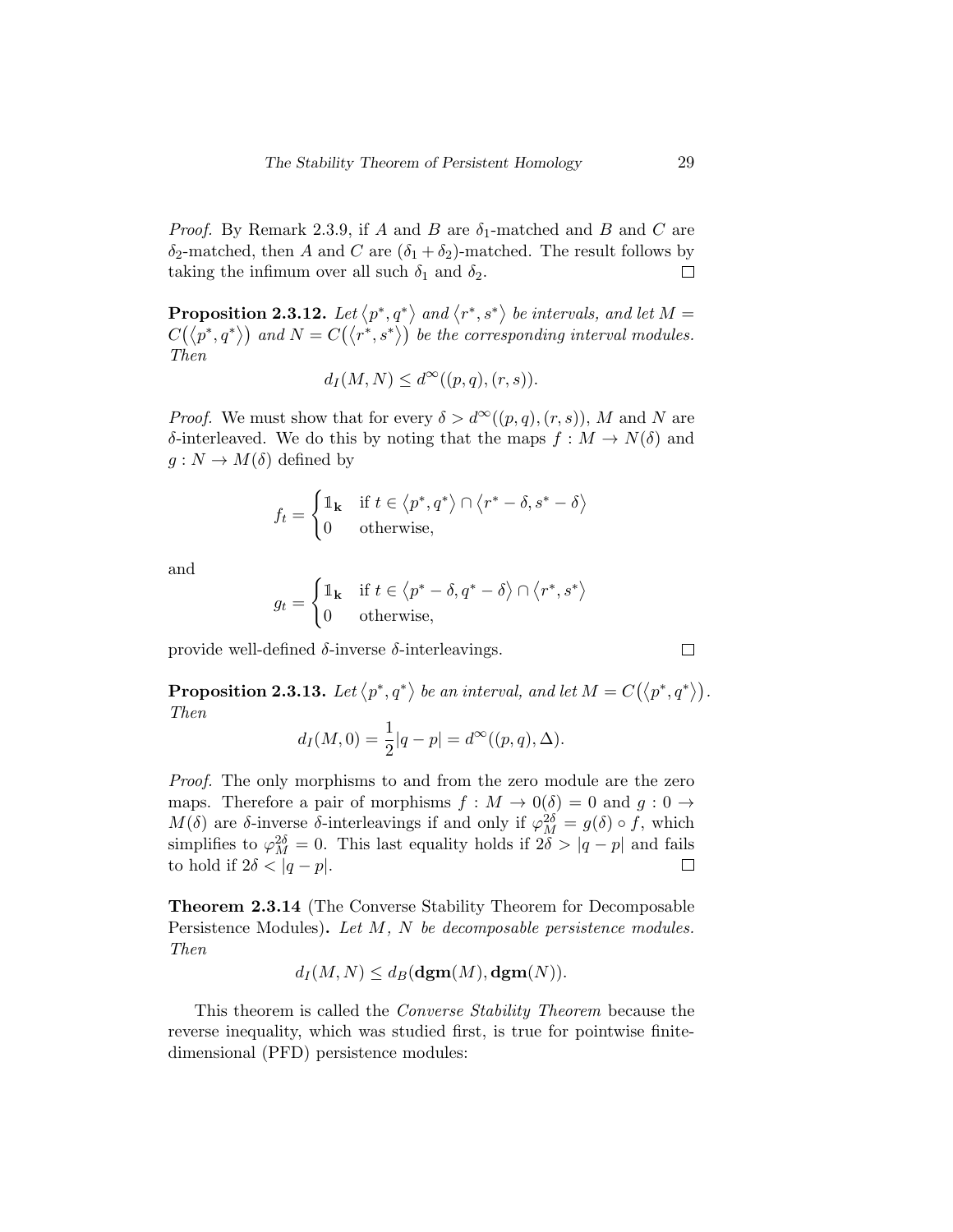*Proof.* By Remark 2.3.9, if $A$ and $B$ are $\delta_1$-matched and $B$ and $C$ are $\delta_2$-matched, then $A$ and $C$ are $(\delta_1 + \delta_2)$-matched. The result follows by taking the infimum over all such $\delta_1$ and $\delta_2$. $\square$

**Proposition 2.3.12.** *Let $\langle p^*, q^* \rangle$ and $\langle r^*, s^* \rangle$ be intervals, and let $M = C(\langle p^*, q^* \rangle)$ and $N = C(\langle r^*, s^* \rangle)$ be the corresponding interval modules. Then*

$$d_I(M, N) \leq d^\infty((p, q), (r, s)).$$

*Proof.* We must show that for every $\delta > d^\infty((p, q), (r, s))$, $M$ and $N$ are $\delta$-interleaved. We do this by noting that the maps $f : M \to N(\delta)$ and $g : N \to M(\delta)$ defined by

$$f_t = \begin{cases} \mathbb{1}_{\mathbf{k}} & \text{if } t \in \langle p^*, q^* \rangle \cap \langle r^* - \delta, s^* - \delta \rangle \\ 0 & \text{otherwise,} \end{cases}$$

and

$$g_t = \begin{cases} \mathbb{1}_{\mathbf{k}} & \text{if } t \in \langle p^* - \delta, q^* - \delta \rangle \cap \langle r^*, s^* \rangle \\ 0 & \text{otherwise,} \end{cases}$$

provide well-defined $\delta$-inverse $\delta$-interleavings. $\square$

**Proposition 2.3.13.** *Let $\langle p^*, q^* \rangle$ be an interval, and let $M = C(\langle p^*, q^* \rangle)$. Then*

$$d_I(M, 0) = \frac{1}{2}|q - p| = d^\infty((p, q), \Delta).$$

*Proof.* The only morphisms to and from the zero module are the zero maps. Therefore a pair of morphisms $f : M \to 0(\delta) = 0$ and $g : 0 \to M(\delta)$ are $\delta$-inverse $\delta$-interleavings if and only if $\varphi_M^{2\delta} = g(\delta) \circ f$, which simplifies to $\varphi_M^{2\delta} = 0$. This last equality holds if $2\delta > |q - p|$ and fails to hold if $2\delta < |q - p|$. $\square$

**Theorem 2.3.14** (The Converse Stability Theorem for Decomposable Persistence Modules)**.** *Let $M$, $N$ be decomposable persistence modules. Then*

$$d_I(M, N) \leq d_B(\mathbf{dgm}(M), \mathbf{dgm}(N)).$$

This theorem is called the *Converse Stability Theorem* because the reverse inequality, which was studied first, is true for pointwise finite-dimensional (PFD) persistence modules: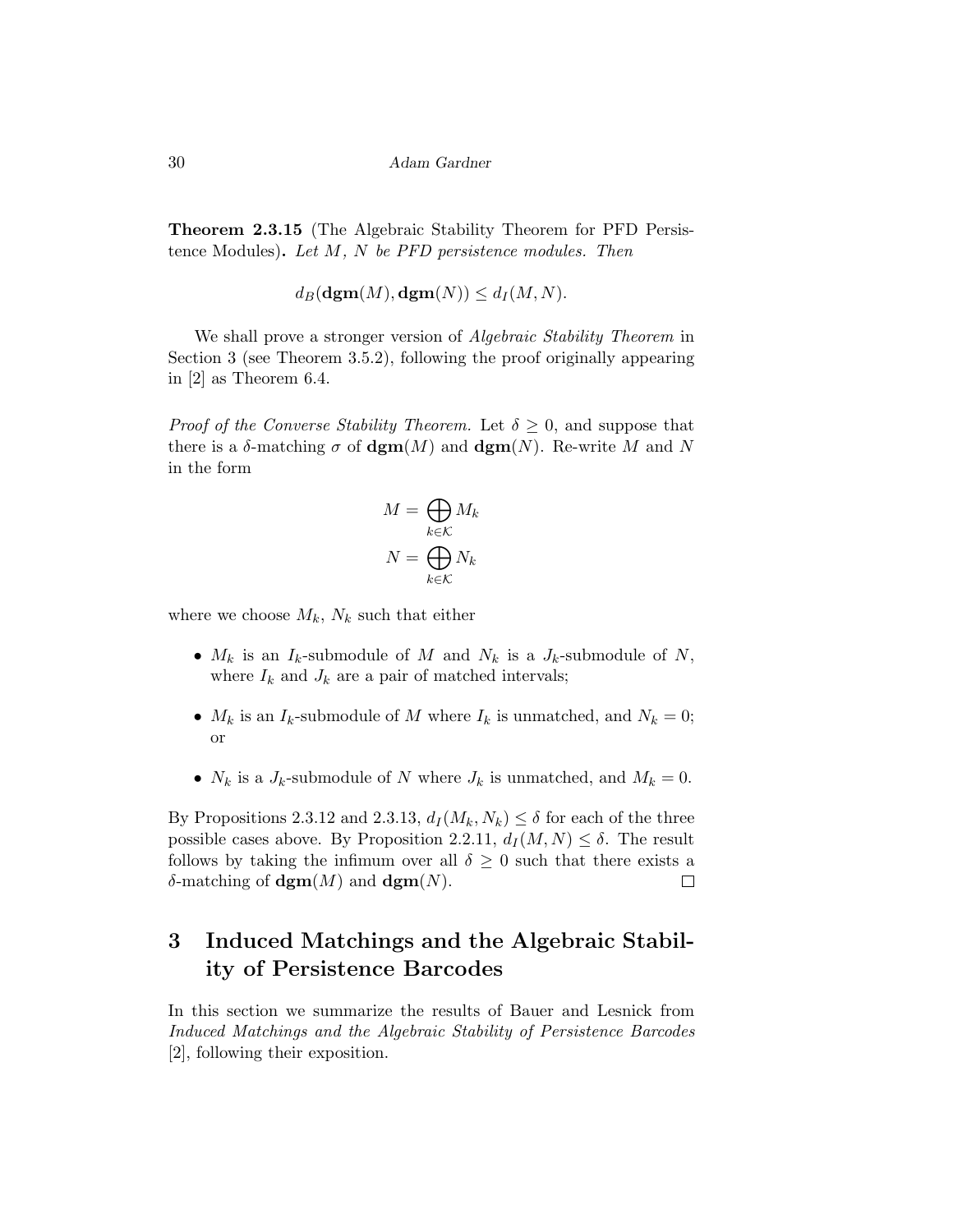**Theorem 2.3.15** (The Algebraic Stability Theorem for PFD Persistence Modules)**.** *Let $M$, $N$ be PFD persistence modules. Then*

$$d_B(\mathbf{dgm}(M), \mathbf{dgm}(N)) \leq d_I(M, N).$$

We shall prove a stronger version of *Algebraic Stability Theorem* in Section 3 (see Theorem 3.5.2), following the proof originally appearing in [2] as Theorem 6.4.

*Proof of the Converse Stability Theorem.* Let $\delta \geq 0$, and suppose that there is a $\delta$-matching $\sigma$ of $\mathbf{dgm}(M)$ and $\mathbf{dgm}(N)$. Re-write $M$ and $N$ in the form

$$M = \bigoplus_{k \in \mathcal{K}} M_k$$
$$N = \bigoplus_{k \in \mathcal{K}} N_k$$

where we choose $M_k$, $N_k$ such that either

- $M_k$ is an $I_k$-submodule of $M$ and $N_k$ is a $J_k$-submodule of $N$, where $I_k$ and $J_k$ are a pair of matched intervals;
- $M_k$ is an $I_k$-submodule of $M$ where $I_k$ is unmatched, and $N_k = 0$; or
- $N_k$ is a $J_k$-submodule of $N$ where $J_k$ is unmatched, and $M_k = 0$.

By Propositions 2.3.12 and 2.3.13, $d_I(M_k, N_k) \leq \delta$ for each of the three possible cases above. By Proposition 2.2.11, $d_I(M, N) \leq \delta$. The result follows by taking the infimum over all $\delta \geq 0$ such that there exists a $\delta$-matching of $\mathbf{dgm}(M)$ and $\mathbf{dgm}(N)$. ◻

# 3 Induced Matchings and the Algebraic Stability of Persistence Barcodes

In this section we summarize the results of Bauer and Lesnick from *Induced Matchings and the Algebraic Stability of Persistence Barcodes* [2], following their exposition.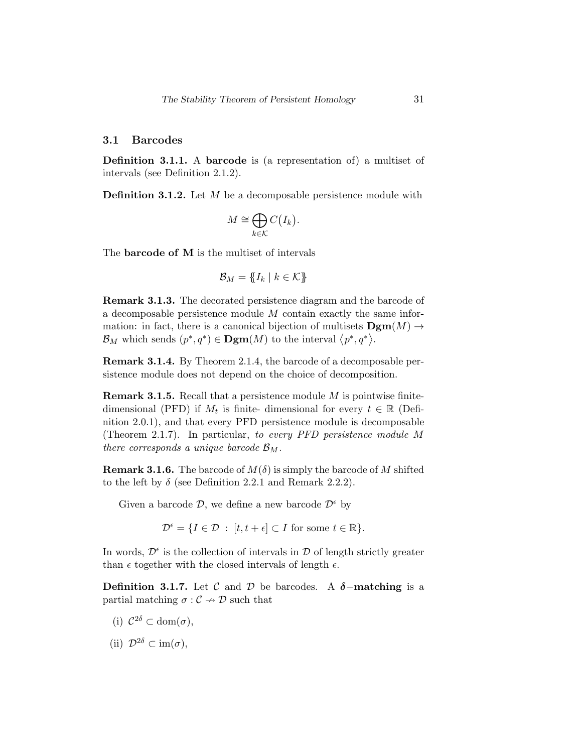## 3.1 Barcodes

**Definition 3.1.1.** A **barcode** is (a representation of) a multiset of intervals (see Definition 2.1.2).

**Definition 3.1.2.** Let $M$ be a decomposable persistence module with

$$M \cong \bigoplus_{k \in \mathcal{K}} C\big(I_k\big).$$

The **barcode of M** is the multiset of intervals

$$\mathcal{B}_M = \{\!\{ I_k \mid k \in \mathcal{K} \}\!\}$$

**Remark 3.1.3.** The decorated persistence diagram and the barcode of a decomposable persistence module $M$ contain exactly the same information: in fact, there is a canonical bijection of multisets $\mathbf{Dgm}(M) \to \mathcal{B}_M$ which sends $(p^*, q^*) \in \mathbf{Dgm}(M)$ to the interval $\langle p^*, q^* \rangle$.

**Remark 3.1.4.** By Theorem 2.1.4, the barcode of a decomposable persistence module does not depend on the choice of decomposition.

**Remark 3.1.5.** Recall that a persistence module $M$ is pointwise finite-dimensional (PFD) if $M_t$ is finite- dimensional for every $t \in \mathbb{R}$ (Definition 2.0.1), and that every PFD persistence module is decomposable (Theorem 2.1.7). In particular, *to every PFD persistence module $M$ there corresponds a unique barcode $\mathcal{B}_M$.*

**Remark 3.1.6.** The barcode of $M(\delta)$ is simply the barcode of $M$ shifted to the left by $\delta$ (see Definition 2.2.1 and Remark 2.2.2).

Given a barcode $\mathcal{D}$, we define a new barcode $\mathcal{D}^\epsilon$ by

$$\mathcal{D}^\epsilon = \{ I \in \mathcal{D} \ : \ [t, t+\epsilon] \subset I \text{ for some } t \in \mathbb{R} \}.$$

In words, $\mathcal{D}^\epsilon$ is the collection of intervals in $\mathcal{D}$ of length strictly greater than $\epsilon$ together with the closed intervals of length $\epsilon$.

**Definition 3.1.7.** Let $\mathcal{C}$ and $\mathcal{D}$ be barcodes. A $\boldsymbol{\delta}$**−matching** is a partial matching $\sigma : \mathcal{C} \nrightarrow \mathcal{D}$ such that

(i) $\mathcal{C}^{2\delta} \subset \operatorname{dom}(\sigma)$,

(ii) $\mathcal{D}^{2\delta} \subset \operatorname{im}(\sigma)$,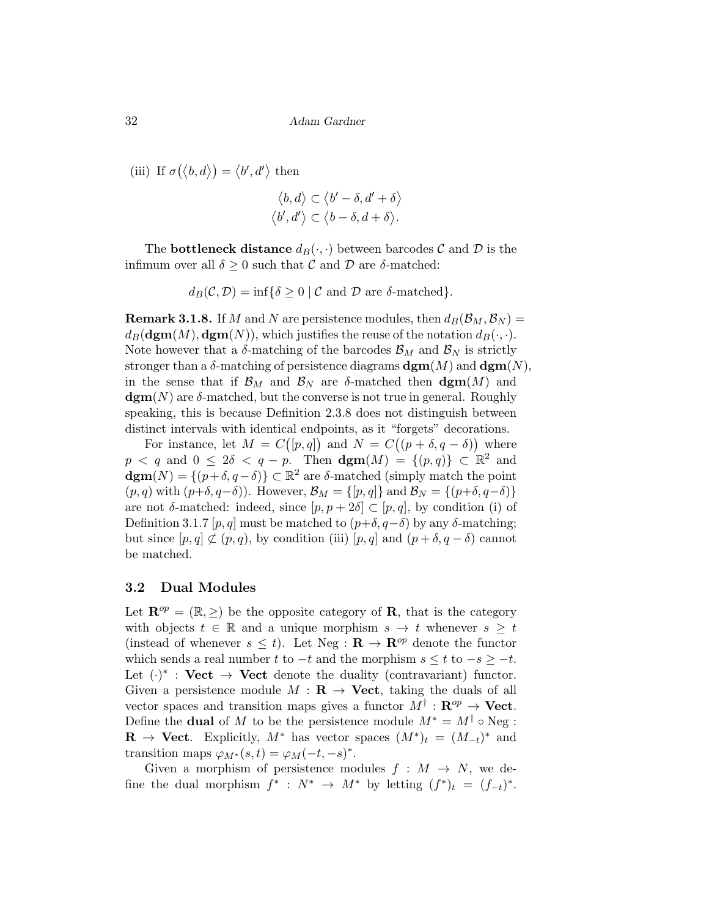(iii) If $\sigma(\langle b, d\rangle) = \langle b', d'\rangle$ then

$$\langle b, d\rangle \subset \langle b' - \delta, d' + \delta\rangle$$
$$\langle b', d'\rangle \subset \langle b - \delta, d + \delta\rangle.$$

The **bottleneck distance** $d_B(\cdot,\cdot)$ between barcodes $\mathcal{C}$ and $\mathcal{D}$ is the infimum over all $\delta \geq 0$ such that $\mathcal{C}$ and $\mathcal{D}$ are $\delta$-matched:

$$d_B(\mathcal{C}, \mathcal{D}) = \inf\{\delta \geq 0 \mid \mathcal{C} \text{ and } \mathcal{D} \text{ are } \delta\text{-matched}\}.$$

**Remark 3.1.8.** If $M$ and $N$ are persistence modules, then $d_B(\mathcal{B}_M, \mathcal{B}_N) = d_B(\mathbf{dgm}(M), \mathbf{dgm}(N))$, which justifies the reuse of the notation $d_B(\cdot,\cdot)$. Note however that a $\delta$-matching of the barcodes $\mathcal{B}_M$ and $\mathcal{B}_N$ is strictly stronger than a $\delta$-matching of persistence diagrams $\mathbf{dgm}(M)$ and $\mathbf{dgm}(N)$, in the sense that if $\mathcal{B}_M$ and $\mathcal{B}_N$ are $\delta$-matched then $\mathbf{dgm}(M)$ and $\mathbf{dgm}(N)$ are $\delta$-matched, but the converse is not true in general. Roughly speaking, this is because Definition 2.3.8 does not distinguish between distinct intervals with identical endpoints, as it "forgets" decorations.

For instance, let $M = C([p,q])$ and $N = C((p+\delta, q-\delta))$ where $p < q$ and $0 \leq 2\delta < q - p$. Then $\mathbf{dgm}(M) = \{(p,q)\} \subset \mathbb{R}^2$ and $\mathbf{dgm}(N) = \{(p+\delta, q-\delta)\} \subset \mathbb{R}^2$ are $\delta$-matched (simply match the point $(p,q)$ with $(p+\delta, q-\delta)$). However, $\mathcal{B}_M = \{[p,q]\}$ and $\mathcal{B}_N = \{(p+\delta, q-\delta)\}$ are not $\delta$-matched: indeed, since $[p, p+2\delta] \subset [p,q]$, by condition (i) of Definition 3.1.7 $[p,q]$ must be matched to $(p+\delta, q-\delta)$ by any $\delta$-matching; but since $[p,q] \not\subset (p,q)$, by condition (iii) $[p,q]$ and $(p+\delta, q-\delta)$ cannot be matched.

## 3.2 Dual Modules

Let $\mathbf{R}^{op} = (\mathbb{R}, \geq)$ be the opposite category of $\mathbf{R}$, that is the category with objects $t \in \mathbb{R}$ and a unique morphism $s \to t$ whenever $s \geq t$ (instead of whenever $s \leq t$). Let $\mathrm{Neg} : \mathbf{R} \to \mathbf{R}^{op}$ denote the functor which sends a real number $t$ to $-t$ and the morphism $s \leq t$ to $-s \geq -t$. Let $(\cdot)^* : \mathbf{Vect} \to \mathbf{Vect}$ denote the duality (contravariant) functor. Given a persistence module $M : \mathbf{R} \to \mathbf{Vect}$, taking the duals of all vector spaces and transition maps gives a functor $M^\dagger : \mathbf{R}^{op} \to \mathbf{Vect}$. Define the **dual** of $M$ to be the persistence module $M^* = M^\dagger \circ \mathrm{Neg} : \mathbf{R} \to \mathbf{Vect}$. Explicitly, $M^*$ has vector spaces $(M^*)_t = (M_{-t})^*$ and transition maps $\varphi_{M^*}(s,t) = \varphi_M(-t,-s)^*$.

Given a morphism of persistence modules $f : M \to N$, we define the dual morphism $f^* : N^* \to M^*$ by letting $(f^*)_t = (f_{-t})^*$.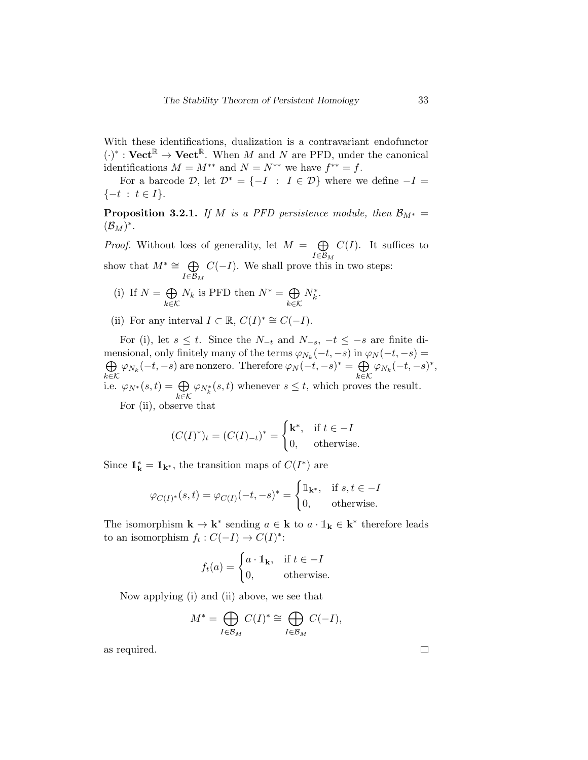With these identifications, dualization is a contravariant endofunctor $(\cdot)^* : \mathbf{Vect}^{\mathbb{R}} \to \mathbf{Vect}^{\mathbb{R}}$. When $M$ and $N$ are PFD, under the canonical identifications $M = M^{**}$ and $N = N^{**}$ we have $f^{**} = f$.

For a barcode $\mathcal{D}$, let $\mathcal{D}^* = \{-I \;:\; I \in \mathcal{D}\}$ where we define $-I = \{-t \;:\; t \in I\}$.

**Proposition 3.2.1.** *If $M$ is a PFD persistence module, then $\mathcal{B}_{M^*} = (\mathcal{B}_M)^*$.*

*Proof.* Without loss of generality, let $M = \bigoplus_{I \in \mathcal{B}_M} C(I)$. It suffices to show that $M^* \cong \bigoplus_{I \in \mathcal{B}_M} C(-I)$. We shall prove this in two steps:

(i) If $N = \bigoplus_{k \in \mathcal{K}} N_k$ is PFD then $N^* = \bigoplus_{k \in \mathcal{K}} N_k^*$.

(ii) For any interval $I \subset \mathbb{R}$, $C(I)^* \cong C(-I)$.

For (i), let $s \leq t$. Since the $N_{-t}$ and $N_{-s}$, $-t \leq -s$ are finite dimensional, only finitely many of the terms $\varphi_{N_k}(-t,-s)$ in $\varphi_N(-t,-s) = \bigoplus_{k \in \mathcal{K}} \varphi_{N_k}(-t,-s)$ are nonzero. Therefore $\varphi_N(-t,-s)^* = \bigoplus_{k \in \mathcal{K}} \varphi_{N_k}(-t,-s)^*$, i.e. $\varphi_{N^*}(s,t) = \bigoplus_{k \in \mathcal{K}} \varphi_{N_k^*}(s,t)$ whenever $s \leq t$, which proves the result.

For (ii), observe that

$$(C(I)^*)_t = (C(I)_{-t})^* = \begin{cases} \mathbf{k}^*, & \text{if } t \in -I \\ 0, & \text{otherwise.} \end{cases}$$

Since $\mathbb{1}_{\mathbf{k}}^* = \mathbb{1}_{\mathbf{k}^*}$, the transition maps of $C(I^*)$ are

$$\varphi_{C(I)^*}(s,t) = \varphi_{C(I)}(-t,-s)^* = \begin{cases} \mathbb{1}_{\mathbf{k}^*}, & \text{if } s,t \in -I \\ 0, & \text{otherwise.} \end{cases}$$

The isomorphism $\mathbf{k} \to \mathbf{k}^*$ sending $a \in \mathbf{k}$ to $a \cdot \mathbb{1}_{\mathbf{k}} \in \mathbf{k}^*$ therefore leads to an isomorphism $f_t : C(-I) \to C(I)^*$:

$$f_t(a) = \begin{cases} a \cdot \mathbb{1}_{\mathbf{k}}, & \text{if } t \in -I \\ 0, & \text{otherwise.} \end{cases}$$

Now applying (i) and (ii) above, we see that

$$M^* = \bigoplus_{I \in \mathcal{B}_M} C(I)^* \cong \bigoplus_{I \in \mathcal{B}_M} C(-I),$$

as required. $\square$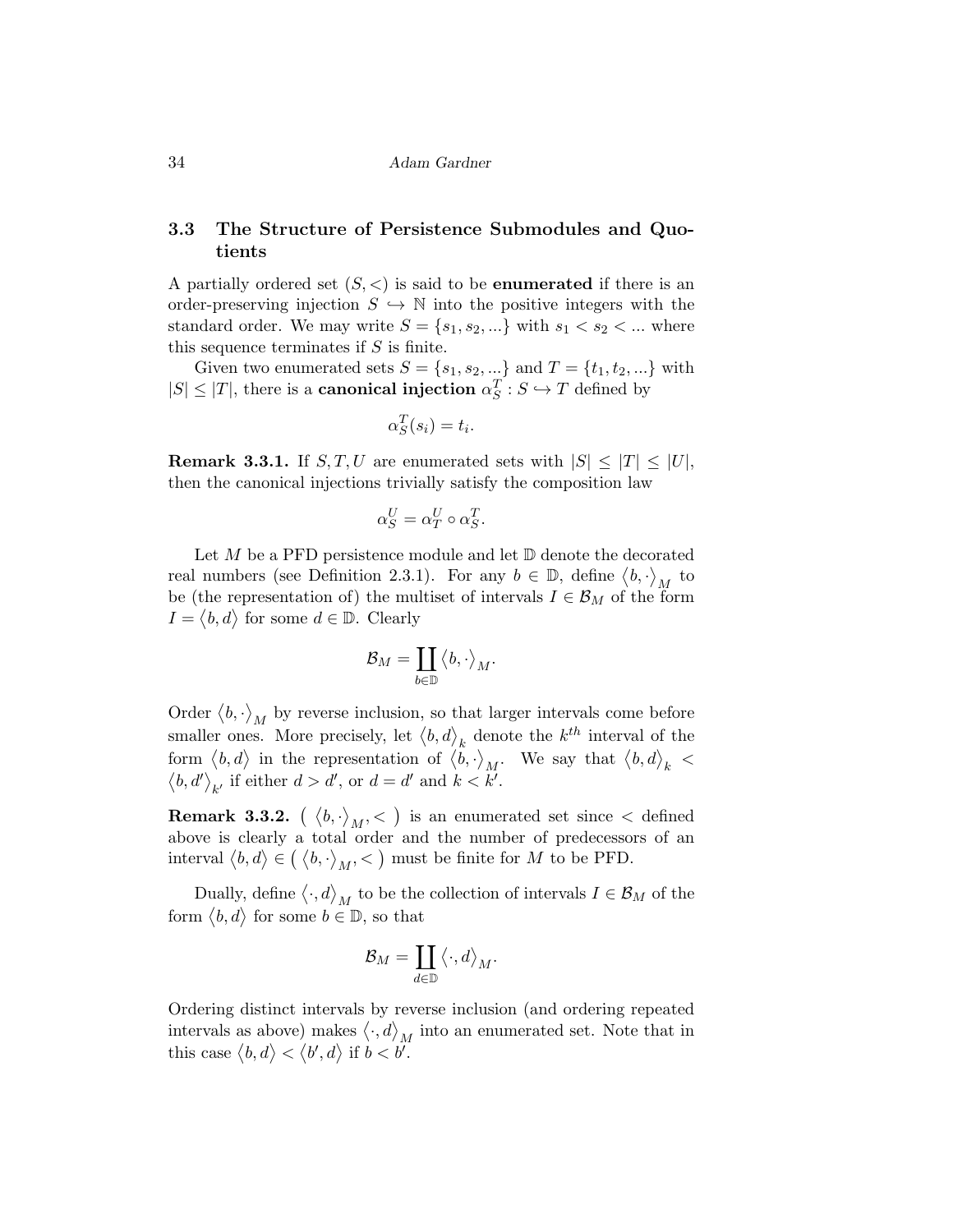## 3.3 The Structure of Persistence Submodules and Quotients

A partially ordered set $(S, <)$ is said to be **enumerated** if there is an order-preserving injection $S \hookrightarrow \mathbb{N}$ into the positive integers with the standard order. We may write $S = \{s_1, s_2, ...\}$ with $s_1 < s_2 < ...$ where this sequence terminates if $S$ is finite.

Given two enumerated sets $S = \{s_1, s_2, ...\}$ and $T = \{t_1, t_2, ...\}$ with $|S| \leq |T|$, there is a **canonical injection** $\alpha_S^T : S \hookrightarrow T$ defined by

$$\alpha_S^T(s_i) = t_i.$$

**Remark 3.3.1.** If $S, T, U$ are enumerated sets with $|S| \leq |T| \leq |U|$, then the canonical injections trivially satisfy the composition law

$$\alpha_S^U = \alpha_T^U \circ \alpha_S^T.$$

Let $M$ be a PFD persistence module and let $\mathbb{D}$ denote the decorated real numbers (see Definition 2.3.1). For any $b \in \mathbb{D}$, define $\langle b, \cdot \rangle_M$ to be (the representation of) the multiset of intervals $I \in \mathcal{B}_M$ of the form $I = \langle b, d \rangle$ for some $d \in \mathbb{D}$. Clearly

$$\mathcal{B}_M = \coprod_{b \in \mathbb{D}} \langle b, \cdot \rangle_M.$$

Order $\langle b, \cdot \rangle_M$ by reverse inclusion, so that larger intervals come before smaller ones. More precisely, let $\langle b, d \rangle_k$ denote the $k^{th}$ interval of the form $\langle b, d \rangle$ in the representation of $\langle b, \cdot \rangle_M$. We say that $\langle b, d \rangle_k < \langle b, d' \rangle_{k'}$ if either $d > d'$, or $d = d'$ and $k < k'$.

**Remark 3.3.2.** $\left( \langle b, \cdot \rangle_M, < \right)$ is an enumerated set since $<$ defined above is clearly a total order and the number of predecessors of an interval $\langle b, d \rangle \in \left( \langle b, \cdot \rangle_M, < \right)$ must be finite for $M$ to be PFD.

Dually, define $\langle \cdot, d \rangle_M$ to be the collection of intervals $I \in \mathcal{B}_M$ of the form $\langle b, d \rangle$ for some $b \in \mathbb{D}$, so that

$$\mathcal{B}_M = \coprod_{d \in \mathbb{D}} \langle \cdot, d \rangle_M.$$

Ordering distinct intervals by reverse inclusion (and ordering repeated intervals as above) makes $\langle \cdot, d \rangle_M$ into an enumerated set. Note that in this case $\langle b, d \rangle < \langle b', d \rangle$ if $b < b'$.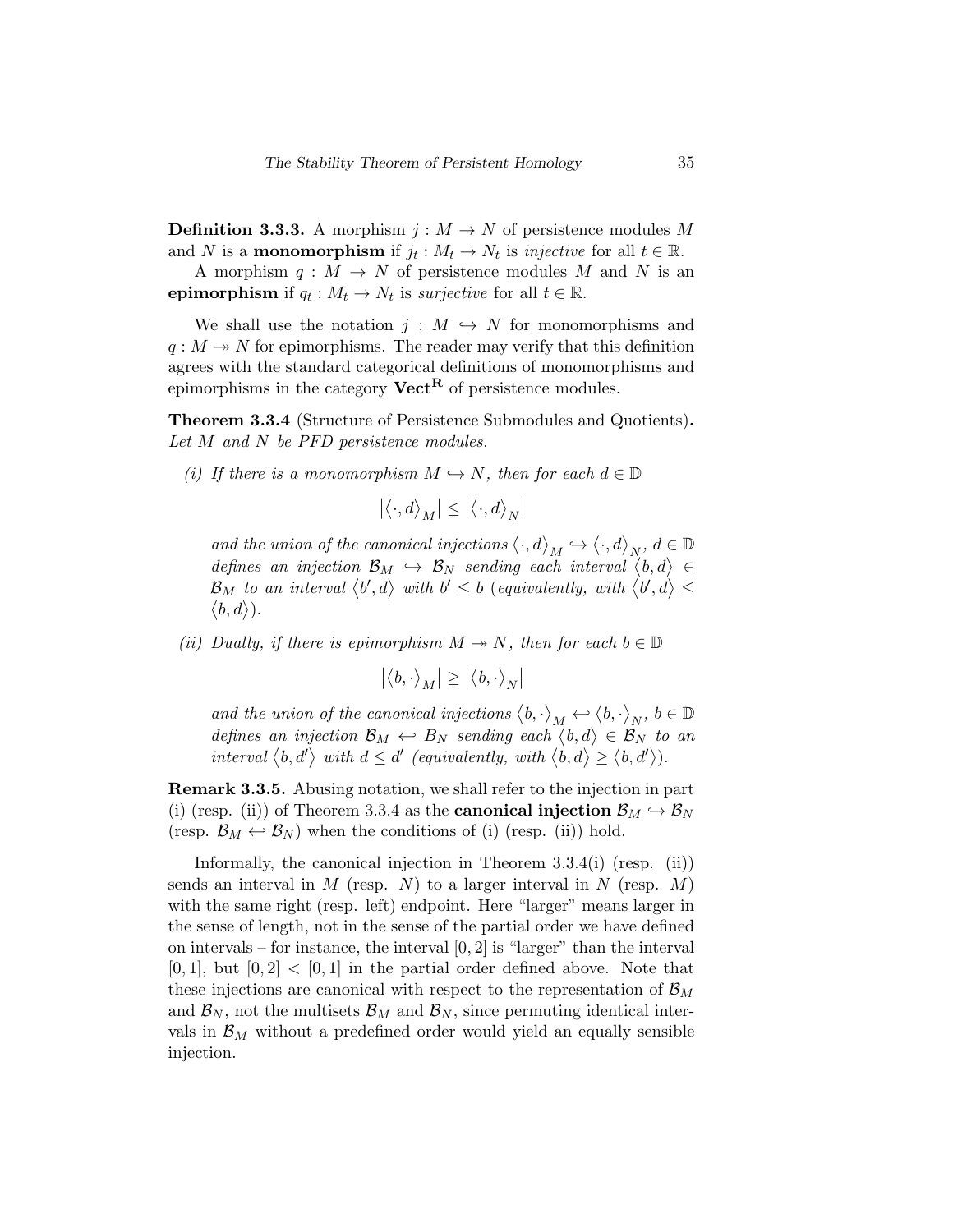**Definition 3.3.3.** A morphism $j : M \to N$ of persistence modules $M$ and $N$ is a **monomorphism** if $j_t : M_t \to N_t$ is *injective* for all $t \in \mathbb{R}$.

A morphism $q : M \to N$ of persistence modules $M$ and $N$ is an **epimorphism** if $q_t : M_t \to N_t$ is *surjective* for all $t \in \mathbb{R}$.

We shall use the notation $j : M \hookrightarrow N$ for monomorphisms and $q : M \twoheadrightarrow N$ for epimorphisms. The reader may verify that this definition agrees with the standard categorical definitions of monomorphisms and epimorphisms in the category $\mathbf{Vect}^{\mathbf{R}}$ of persistence modules.

**Theorem 3.3.4** (Structure of Persistence Submodules and Quotients)**.** *Let $M$ and $N$ be PFD persistence modules.*

*(i) If there is a monomorphism $M \hookrightarrow N$, then for each $d \in \mathbb{D}$*

$$\left|\left\langle \cdot, d\right\rangle_M\right| \leq \left|\left\langle \cdot, d\right\rangle_N\right|$$

*and the union of the canonical injections $\left\langle \cdot, d\right\rangle_M \hookrightarrow \left\langle \cdot, d\right\rangle_N$, $d \in \mathbb{D}$ defines an injection $\mathcal{B}_M \hookrightarrow \mathcal{B}_N$ sending each interval $\left\langle b, d\right\rangle \in \mathcal{B}_M$ to an interval $\left\langle b', d\right\rangle$ with $b' \leq b$ (equivalently, with $\left\langle b', d\right\rangle \leq \left\langle b, d\right\rangle$).*

*(ii) Dually, if there is epimorphism $M \twoheadrightarrow N$, then for each $b \in \mathbb{D}$*

$$\left|\left\langle b, \cdot\right\rangle_M\right| \geq \left|\left\langle b, \cdot\right\rangle_N\right|$$

*and the union of the canonical injections $\left\langle b, \cdot\right\rangle_M \hookleftarrow \left\langle b, \cdot\right\rangle_N$, $b \in \mathbb{D}$ defines an injection $\mathcal{B}_M \hookleftarrow B_N$ sending each $\left\langle b, d\right\rangle \in \mathcal{B}_N$ to an interval $\left\langle b, d'\right\rangle$ with $d \leq d'$ (equivalently, with $\left\langle b, d\right\rangle \geq \left\langle b, d'\right\rangle$).*

**Remark 3.3.5.** Abusing notation, we shall refer to the injection in part (i) (resp. (ii)) of Theorem 3.3.4 as the **canonical injection** $\mathcal{B}_M \hookrightarrow \mathcal{B}_N$ (resp. $\mathcal{B}_M \hookleftarrow \mathcal{B}_N$) when the conditions of (i) (resp. (ii)) hold.

Informally, the canonical injection in Theorem 3.3.4(i) (resp. (ii)) sends an interval in $M$ (resp. $N$) to a larger interval in $N$ (resp. $M$) with the same right (resp. left) endpoint. Here "larger" means larger in the sense of length, not in the sense of the partial order we have defined on intervals – for instance, the interval $[0, 2]$ is "larger" than the interval $[0, 1]$, but $[0, 2] < [0, 1]$ in the partial order defined above. Note that these injections are canonical with respect to the representation of $\mathcal{B}_M$ and $\mathcal{B}_N$, not the multisets $\mathcal{B}_M$ and $\mathcal{B}_N$, since permuting identical intervals in $\mathcal{B}_M$ without a predefined order would yield an equally sensible injection.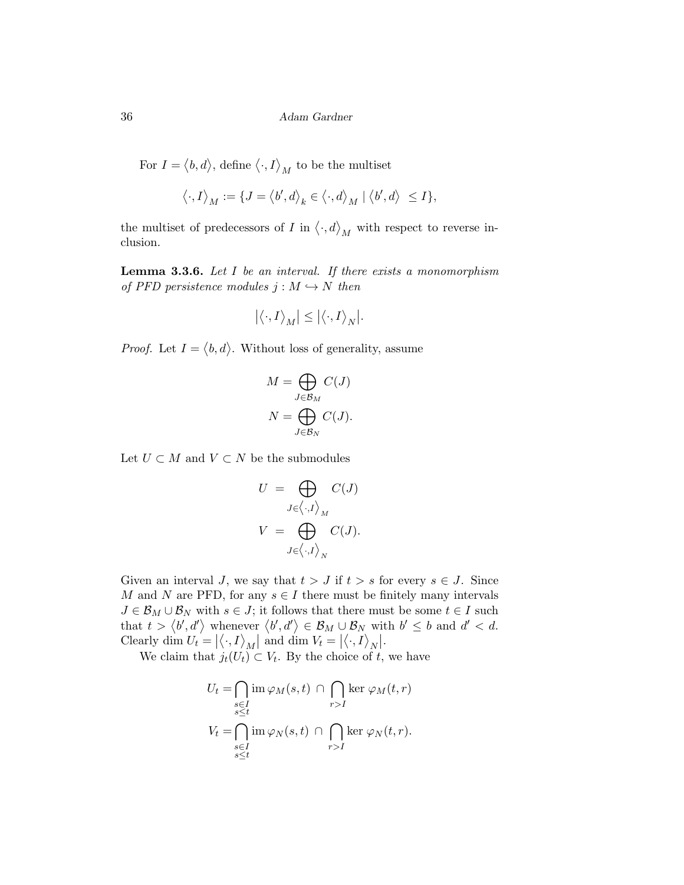For $I = \langle b, d \rangle$, define $\langle \cdot, I \rangle_M$ to be the multiset

$$\langle \cdot, I \rangle_M := \{J = \langle b', d \rangle_k \in \langle \cdot, d \rangle_M \mid \langle b', d \rangle \ \leq I\},$$

the multiset of predecessors of $I$ in $\langle \cdot, d \rangle_M$ with respect to reverse inclusion.

**Lemma 3.3.6.** *Let $I$ be an interval. If there exists a monomorphism of PFD persistence modules $j : M \hookrightarrow N$ then*

$$\left|\langle \cdot, I \rangle_M\right| \leq \left|\langle \cdot, I \rangle_N\right|.$$

*Proof.* Let $I = \langle b, d \rangle$. Without loss of generality, assume

$$M = \bigoplus_{J \in \mathcal{B}_M} C(J)$$
$$N = \bigoplus_{J \in \mathcal{B}_N} C(J).$$

Let $U \subset M$ and $V \subset N$ be the submodules

$$U \ = \ \bigoplus_{J \in \langle \cdot, I \rangle_M} C(J)$$
$$V \ = \ \bigoplus_{J \in \langle \cdot, I \rangle_N} C(J).$$

Given an interval $J$, we say that $t > J$ if $t > s$ for every $s \in J$. Since $M$ and $N$ are PFD, for any $s \in I$ there must be finitely many intervals $J \in \mathcal{B}_M \cup \mathcal{B}_N$ with $s \in J$; it follows that there must be some $t \in I$ such that $t > \langle b', d' \rangle$ whenever $\langle b', d' \rangle \in \mathcal{B}_M \cup \mathcal{B}_N$ with $b' \leq b$ and $d' < d$. Clearly $\dim U_t = \left|\langle \cdot, I \rangle_M\right|$ and $\dim V_t = \left|\langle \cdot, I \rangle_N\right|$.

We claim that $j_t(U_t) \subset V_t$. By the choice of $t$, we have

$$U_t = \bigcap_{\substack{s \in I \\ s \leq t}} \operatorname{im} \varphi_M(s,t) \ \cap \ \bigcap_{r > I} \ker \varphi_M(t,r)$$
$$V_t = \bigcap_{\substack{s \in I \\ s \leq t}} \operatorname{im} \varphi_N(s,t) \ \cap \ \bigcap_{r > I} \ker \varphi_N(t,r).$$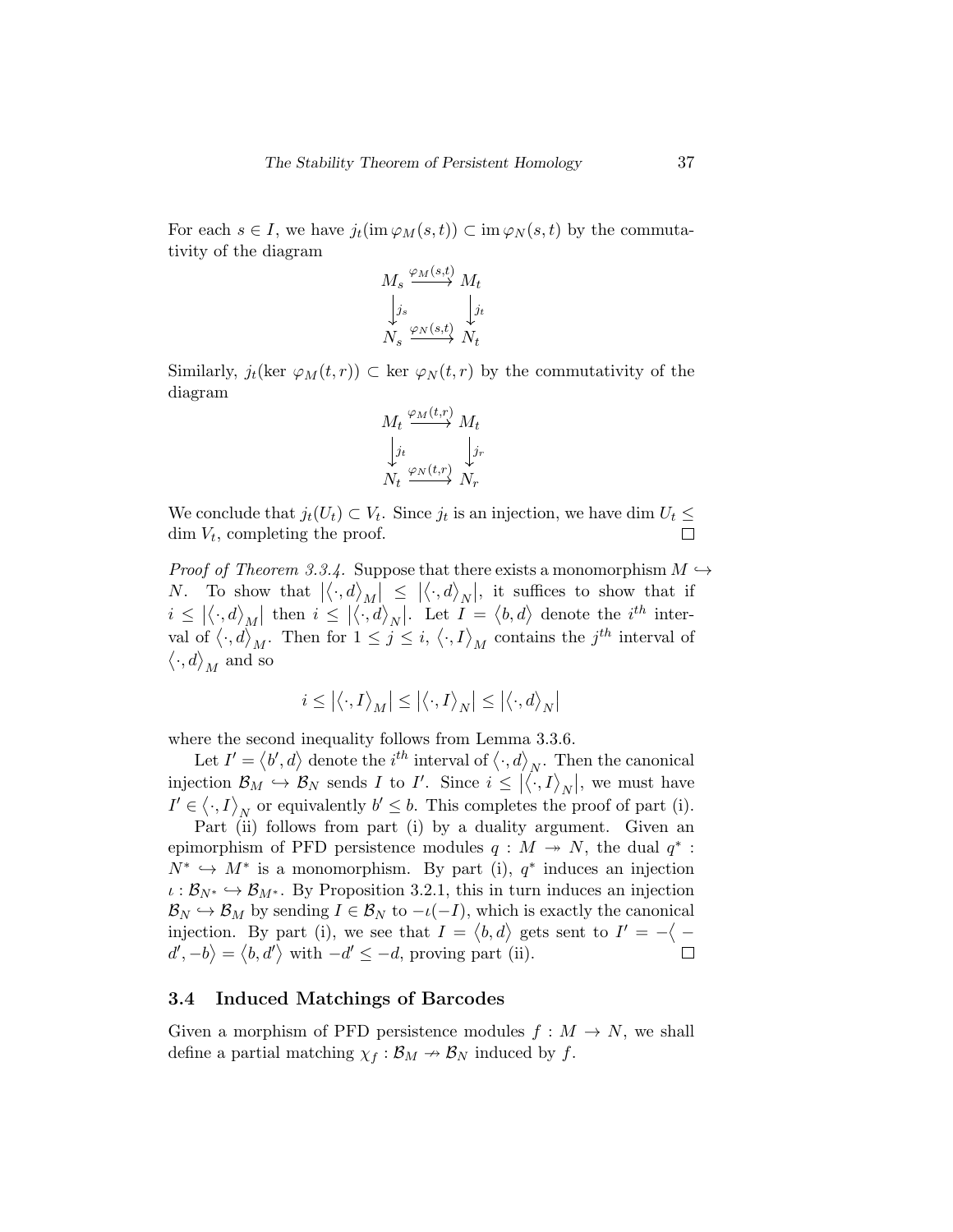For each $s \in I$, we have $j_t(\operatorname{im} \varphi_M(s,t)) \subset \operatorname{im} \varphi_N(s,t)$ by the commutativity of the diagram

$$\begin{array}{ccc} M_s & \xrightarrow{\varphi_M(s,t)} & M_t \\ \big\downarrow{\scriptstyle j_s} & & \big\downarrow{\scriptstyle j_t} \\ N_s & \xrightarrow{\varphi_N(s,t)} & N_t \end{array}$$

Similarly, $j_t(\ker \varphi_M(t,r)) \subset \ker \varphi_N(t,r)$ by the commutativity of the diagram

$$\begin{array}{ccc} M_t & \xrightarrow{\varphi_M(t,r)} & M_t \\ \big\downarrow{\scriptstyle j_t} & & \big\downarrow{\scriptstyle j_r} \\ N_t & \xrightarrow{\varphi_N(t,r)} & N_r \end{array}$$

We conclude that $j_t(U_t) \subset V_t$. Since $j_t$ is an injection, we have $\dim U_t \leq \dim V_t$, completing the proof. $\square$

*Proof of Theorem 3.3.4.* Suppose that there exists a monomorphism $M \hookrightarrow N$. To show that $|\langle \cdot, d \rangle_M| \leq |\langle \cdot, d \rangle_N|$, it suffices to show that if $i \leq |\langle \cdot, d \rangle_M|$ then $i \leq |\langle \cdot, d \rangle_N|$. Let $I = \langle b, d \rangle$ denote the $i^{th}$ interval of $\langle \cdot, d \rangle_M$. Then for $1 \leq j \leq i$, $\langle \cdot, I \rangle_M$ contains the $j^{th}$ interval of $\langle \cdot, d \rangle_M$ and so

$$i \leq |\langle \cdot, I \rangle_M| \leq |\langle \cdot, I \rangle_N| \leq |\langle \cdot, d \rangle_N|$$

where the second inequality follows from Lemma 3.3.6.

Let $I' = \langle b', d \rangle$ denote the $i^{th}$ interval of $\langle \cdot, d \rangle_N$. Then the canonical injection $\mathcal{B}_M \hookrightarrow \mathcal{B}_N$ sends $I$ to $I'$. Since $i \leq |\langle \cdot, I \rangle_N|$, we must have $I' \in \langle \cdot, I \rangle_N$ or equivalently $b' \leq b$. This completes the proof of part (i).

Part (ii) follows from part (i) by a duality argument. Given an epimorphism of PFD persistence modules $q : M \twoheadrightarrow N$, the dual $q^* : N^* \hookrightarrow M^*$ is a monomorphism. By part (i), $q^*$ induces an injection $\iota : \mathcal{B}_{N^*} \hookrightarrow \mathcal{B}_{M^*}$. By Proposition 3.2.1, this in turn induces an injection $\mathcal{B}_N \hookrightarrow \mathcal{B}_M$ by sending $I \in \mathcal{B}_N$ to $-\iota(-I)$, which is exactly the canonical injection. By part (i), we see that $I = \langle b, d \rangle$ gets sent to $I' = -\langle -d', -b \rangle = \langle b, d' \rangle$ with $-d' \leq -d$, proving part (ii). $\square$

## 3.4 Induced Matchings of Barcodes

Given a morphism of PFD persistence modules $f : M \to N$, we shall define a partial matching $\chi_f : \mathcal{B}_M \nrightarrow \mathcal{B}_N$ induced by $f$.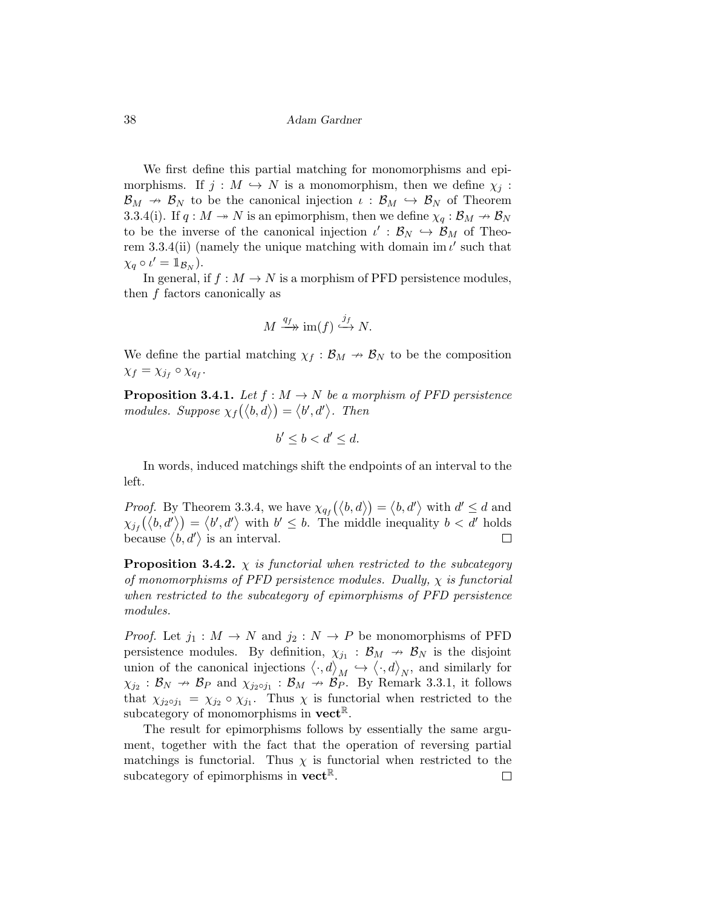We first define this partial matching for monomorphisms and epimorphisms. If $j : M \hookrightarrow N$ is a monomorphism, then we define $\chi_j : \mathcal{B}_M \nrightarrow \mathcal{B}_N$ to be the canonical injection $\iota : \mathcal{B}_M \hookrightarrow \mathcal{B}_N$ of Theorem 3.3.4(i). If $q : M \twoheadrightarrow N$ is an epimorphism, then we define $\chi_q : \mathcal{B}_M \nrightarrow \mathcal{B}_N$ to be the inverse of the canonical injection $\iota' : \mathcal{B}_N \hookrightarrow \mathcal{B}_M$ of Theorem 3.3.4(ii) (namely the unique matching with domain $\operatorname{im} \iota'$ such that $\chi_q \circ \iota' = \mathbb{1}_{\mathcal{B}_N}$).

In general, if $f : M \to N$ is a morphism of PFD persistence modules, then $f$ factors canonically as

$$M \overset{q_f}{\twoheadrightarrow} \operatorname{im}(f) \overset{j_f}{\hookrightarrow} N.$$

We define the partial matching $\chi_f : \mathcal{B}_M \nrightarrow \mathcal{B}_N$ to be the composition $\chi_f = \chi_{j_f} \circ \chi_{q_f}$.

**Proposition 3.4.1.** *Let $f : M \to N$ be a morphism of PFD persistence modules. Suppose $\chi_f(\langle b, d \rangle) = \langle b', d' \rangle$. Then*

$$b' \leq b < d' \leq d.$$

In words, induced matchings shift the endpoints of an interval to the left.

*Proof.* By Theorem 3.3.4, we have $\chi_{q_f}(\langle b, d \rangle) = \langle b, d' \rangle$ with $d' \leq d$ and $\chi_{j_f}(\langle b, d' \rangle) = \langle b', d' \rangle$ with $b' \leq b$. The middle inequality $b < d'$ holds because $\langle b, d' \rangle$ is an interval. $\square$

**Proposition 3.4.2.** *$\chi$ is functorial when restricted to the subcategory of monomorphisms of PFD persistence modules. Dually, $\chi$ is functorial when restricted to the subcategory of epimorphisms of PFD persistence modules.*

*Proof.* Let $j_1 : M \to N$ and $j_2 : N \to P$ be monomorphisms of PFD persistence modules. By definition, $\chi_{j_1} : \mathcal{B}_M \nrightarrow \mathcal{B}_N$ is the disjoint union of the canonical injections $\langle \cdot, d \rangle_M \hookrightarrow \langle \cdot, d \rangle_N$, and similarly for $\chi_{j_2} : \mathcal{B}_N \nrightarrow \mathcal{B}_P$ and $\chi_{j_2 \circ j_1} : \mathcal{B}_M \nrightarrow \mathcal{B}_P$. By Remark 3.3.1, it follows that $\chi_{j_2 \circ j_1} = \chi_{j_2} \circ \chi_{j_1}$. Thus $\chi$ is functorial when restricted to the subcategory of monomorphisms in $\mathbf{vect}^{\mathbb{R}}$.

The result for epimorphisms follows by essentially the same argument, together with the fact that the operation of reversing partial matchings is functorial. Thus $\chi$ is functorial when restricted to the subcategory of epimorphisms in $\mathbf{vect}^{\mathbb{R}}$. $\square$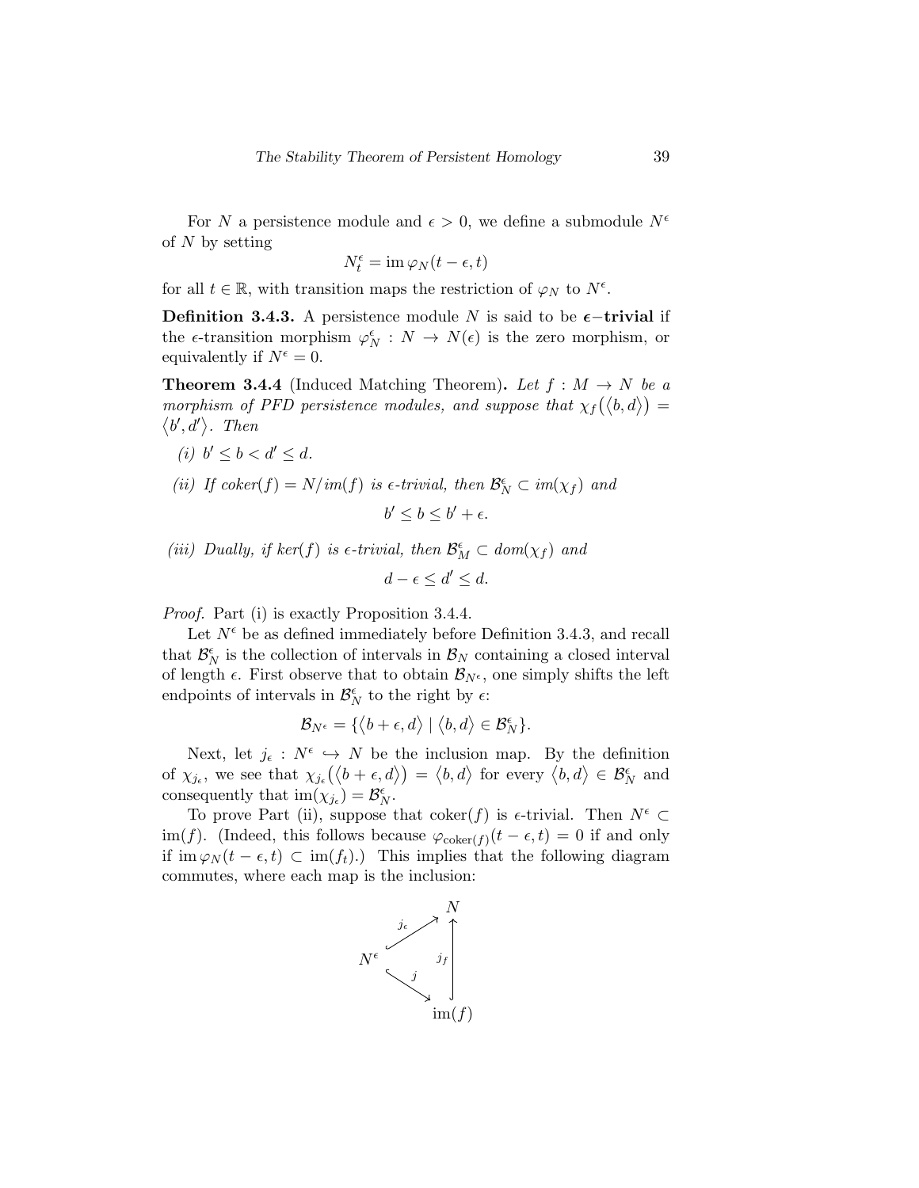For $N$ a persistence module and $\epsilon > 0$, we define a submodule $N^\epsilon$ of $N$ by setting

$$N^\epsilon_t = \operatorname{im} \varphi_N(t-\epsilon, t)$$

for all $t \in \mathbb{R}$, with transition maps the restriction of $\varphi_N$ to $N^\epsilon$.

**Definition 3.4.3.** A persistence module $N$ is said to be $\boldsymbol{\epsilon}$**−trivial** if the $\epsilon$-transition morphism $\varphi^\epsilon_N : N \to N(\epsilon)$ is the zero morphism, or equivalently if $N^\epsilon = 0$.

**Theorem 3.4.4** (Induced Matching Theorem)**.** *Let $f : M \to N$ be a morphism of PFD persistence modules, and suppose that $\chi_f(\langle b, d\rangle) = \langle b', d'\rangle$. Then*

*(i) $b' \leq b < d' \leq d$.*

*(ii) If coker$(f) = N/$im$(f)$ is $\epsilon$-trivial, then $\mathcal{B}^\epsilon_N \subset im(\chi_f)$ and*

$$b' \leq b \leq b' + \epsilon.$$

*(iii) Dually, if ker$(f)$ is $\epsilon$-trivial, then $\mathcal{B}^\epsilon_M \subset dom(\chi_f)$ and*

$$d - \epsilon \leq d' \leq d.$$

*Proof.* Part (i) is exactly Proposition 3.4.4.

Let $N^\epsilon$ be as defined immediately before Definition 3.4.3, and recall that $\mathcal{B}^\epsilon_N$ is the collection of intervals in $\mathcal{B}_N$ containing a closed interval of length $\epsilon$. First observe that to obtain $\mathcal{B}_{N^\epsilon}$, one simply shifts the left endpoints of intervals in $\mathcal{B}^\epsilon_N$ to the right by $\epsilon$:

$$\mathcal{B}_{N^\epsilon} = \{\langle b+\epsilon, d\rangle \mid \langle b, d\rangle \in \mathcal{B}^\epsilon_N\}.$$

Next, let $j_\epsilon : N^\epsilon \hookrightarrow N$ be the inclusion map. By the definition of $\chi_{j_\epsilon}$, we see that $\chi_{j_\epsilon}(\langle b+\epsilon, d\rangle) = \langle b, d\rangle$ for every $\langle b, d\rangle \in \mathcal{B}^\epsilon_N$ and consequently that $\operatorname{im}(\chi_{j_\epsilon}) = \mathcal{B}^\epsilon_N$.

To prove Part (ii), suppose that coker$(f)$ is $\epsilon$-trivial. Then $N^\epsilon \subset \operatorname{im}(f)$. (Indeed, this follows because $\varphi_{\operatorname{coker}(f)}(t-\epsilon, t) = 0$ if and only if $\operatorname{im} \varphi_N(t-\epsilon, t) \subset \operatorname{im}(f_t)$.) This implies that the following diagram commutes, where each map is the inclusion:

$$\begin{array}{ccc} & & N \\ & \overset{j_\epsilon}{\nearrow} & \uparrow j_f \\ N^\epsilon & & \\ & \underset{j}{\searrow} & \\ & & \operatorname{im}(f) \end{array}$$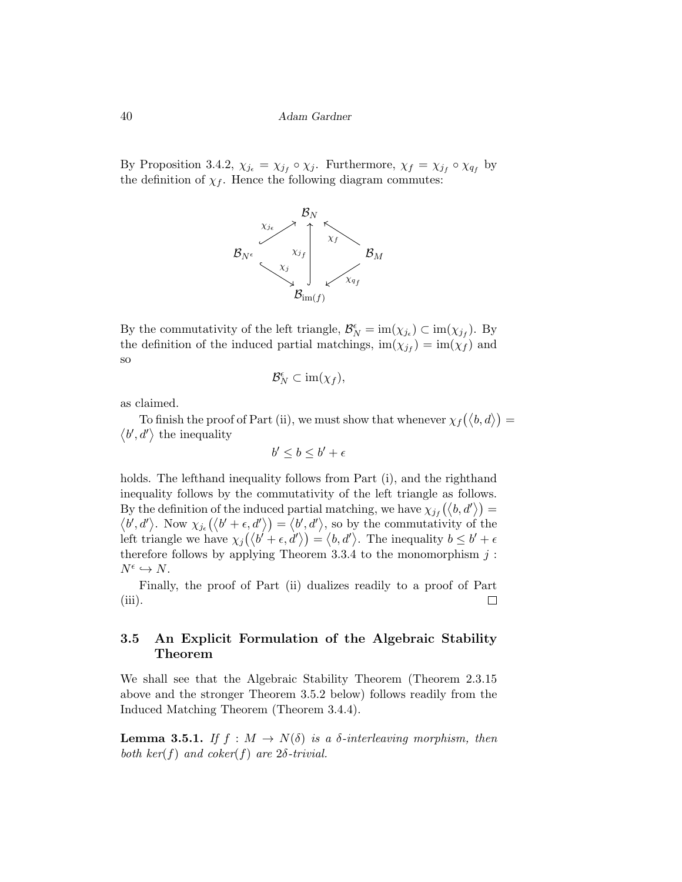By Proposition 3.4.2, $\chi_{j_\epsilon} = \chi_{j_f} \circ \chi_j$. Furthermore, $\chi_f = \chi_{j_f} \circ \chi_{q_f}$ by the definition of $\chi_f$. Hence the following diagram commutes:

$$
\begin{array}{ccccc}
 & & \mathcal{B}_N & & \\
 & \overset{\chi_{j_\epsilon}}{\nearrow} & \uparrow{\scriptstyle \chi_{j_f}} & \overset{\chi_f}{\nwarrow} & \\
\mathcal{B}_{N^\epsilon} & & & & \mathcal{B}_M \\
 & \underset{\chi_j}{\searrow} & & \underset{\chi_{q_f}}{\swarrow} & \\
 & & \mathcal{B}_{\mathrm{im}(f)} & &
\end{array}
$$

By the commutativity of the left triangle, $\mathcal{B}_N^\epsilon = \mathrm{im}(\chi_{j_\epsilon}) \subset \mathrm{im}(\chi_{j_f})$. By the definition of the induced partial matchings, $\mathrm{im}(\chi_{j_f}) = \mathrm{im}(\chi_f)$ and so

$$\mathcal{B}_N^\epsilon \subset \mathrm{im}(\chi_f),$$

as claimed.

To finish the proof of Part (ii), we must show that whenever $\chi_f(\langle b, d\rangle) = \langle b', d'\rangle$ the inequality

$$b' \leq b \leq b' + \epsilon$$

holds. The lefthand inequality follows from Part (i), and the righthand inequality follows by the commutativity of the left triangle as follows. By the definition of the induced partial matching, we have $\chi_{j_f}(\langle b, d'\rangle) = \langle b', d'\rangle$. Now $\chi_{j_\epsilon}(\langle b' + \epsilon, d'\rangle) = \langle b', d'\rangle$, so by the commutativity of the left triangle we have $\chi_j(\langle b' + \epsilon, d'\rangle) = \langle b, d'\rangle$. The inequality $b \leq b' + \epsilon$ therefore follows by applying Theorem 3.3.4 to the monomorphism $j : N^\epsilon \hookrightarrow N$.

Finally, the proof of Part (ii) dualizes readily to a proof of Part (iii). $\square$

## 3.5 An Explicit Formulation of the Algebraic Stability Theorem

We shall see that the Algebraic Stability Theorem (Theorem 2.3.15 above and the stronger Theorem 3.5.2 below) follows readily from the Induced Matching Theorem (Theorem 3.4.4).

**Lemma 3.5.1.** *If $f : M \to N(\delta)$ is a $\delta$-interleaving morphism, then both ker$(f)$ and coker$(f)$ are $2\delta$-trivial.*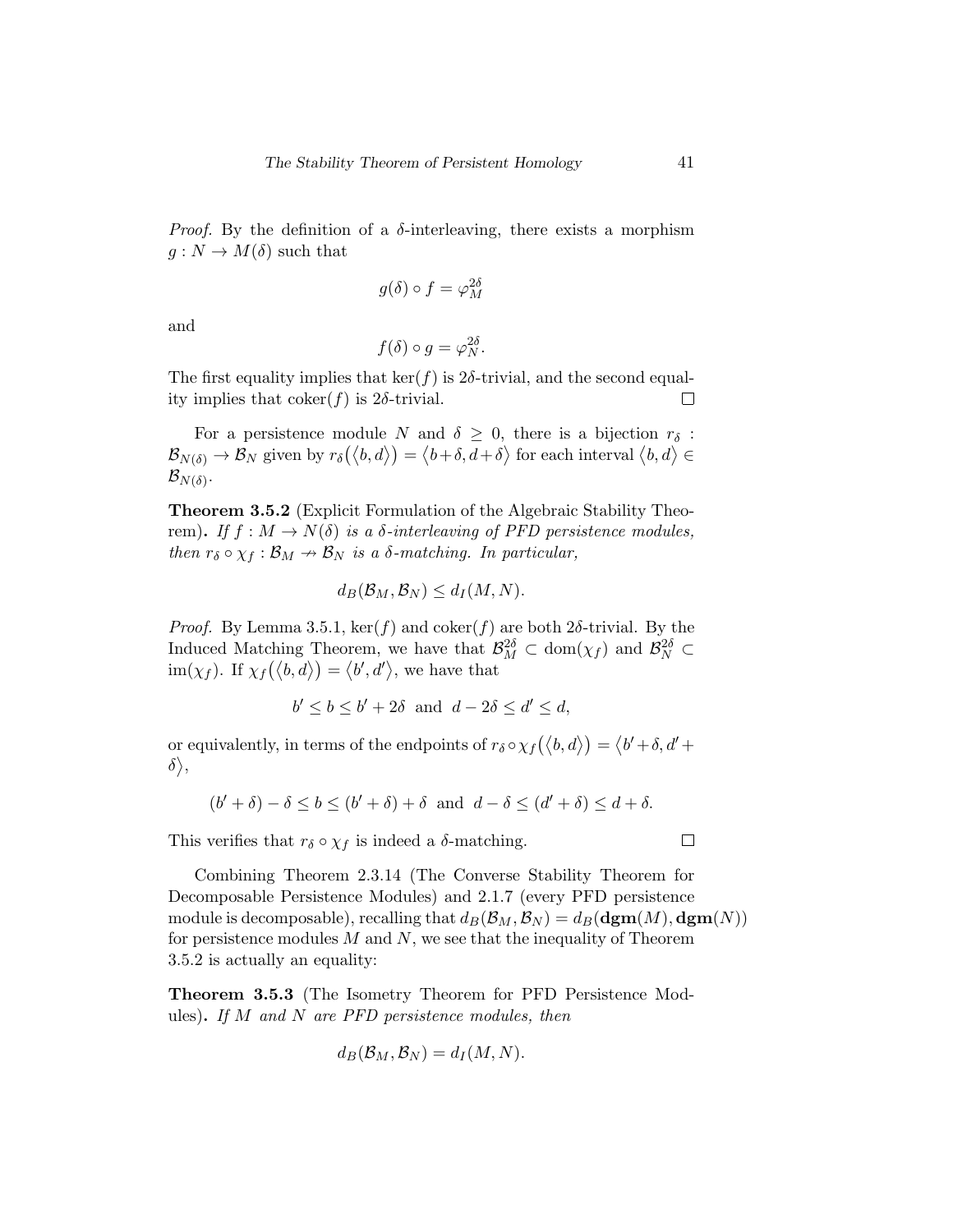*Proof.* By the definition of a $\delta$-interleaving, there exists a morphism $g : N \to M(\delta)$ such that

$$g(\delta) \circ f = \varphi_M^{2\delta}$$

and

$$f(\delta) \circ g = \varphi_N^{2\delta}.$$

The first equality implies that $\ker(f)$ is $2\delta$-trivial, and the second equality implies that $\operatorname{coker}(f)$ is $2\delta$-trivial. □

For a persistence module $N$ and $\delta \geq 0$, there is a bijection $r_\delta : \mathcal{B}_{N(\delta)} \to \mathcal{B}_N$ given by $r_\delta(\langle b, d \rangle) = \langle b+\delta, d+\delta \rangle$ for each interval $\langle b, d \rangle \in \mathcal{B}_{N(\delta)}$.

**Theorem 3.5.2** (Explicit Formulation of the Algebraic Stability Theorem)**.** *If $f : M \to N(\delta)$ is a $\delta$-interleaving of PFD persistence modules, then $r_\delta \circ \chi_f : \mathcal{B}_M \nrightarrow \mathcal{B}_N$ is a $\delta$-matching. In particular,*

$$d_B(\mathcal{B}_M, \mathcal{B}_N) \leq d_I(M, N).$$

*Proof.* By Lemma 3.5.1, $\ker(f)$ and $\operatorname{coker}(f)$ are both $2\delta$-trivial. By the Induced Matching Theorem, we have that $\mathcal{B}_M^{2\delta} \subset \operatorname{dom}(\chi_f)$ and $\mathcal{B}_N^{2\delta} \subset \operatorname{im}(\chi_f)$. If $\chi_f(\langle b, d \rangle) = \langle b', d' \rangle$, we have that

$$b' \leq b \leq b' + 2\delta \ \text{ and } \ d - 2\delta \leq d' \leq d,$$

or equivalently, in terms of the endpoints of $r_\delta \circ \chi_f(\langle b, d \rangle) = \langle b' + \delta, d' + \delta \rangle$,

$$(b' + \delta) - \delta \leq b \leq (b' + \delta) + \delta \ \text{ and } \ d - \delta \leq (d' + \delta) \leq d + \delta.$$

This verifies that $r_\delta \circ \chi_f$ is indeed a $\delta$-matching. □

Combining Theorem 2.3.14 (The Converse Stability Theorem for Decomposable Persistence Modules) and 2.1.7 (every PFD persistence module is decomposable), recalling that $d_B(\mathcal{B}_M, \mathcal{B}_N) = d_B(\mathbf{dgm}(M), \mathbf{dgm}(N))$ for persistence modules $M$ and $N$, we see that the inequality of Theorem 3.5.2 is actually an equality:

**Theorem 3.5.3** (The Isometry Theorem for PFD Persistence Modules)**.** *If $M$ and $N$ are PFD persistence modules, then*

$$d_B(\mathcal{B}_M, \mathcal{B}_N) = d_I(M, N).$$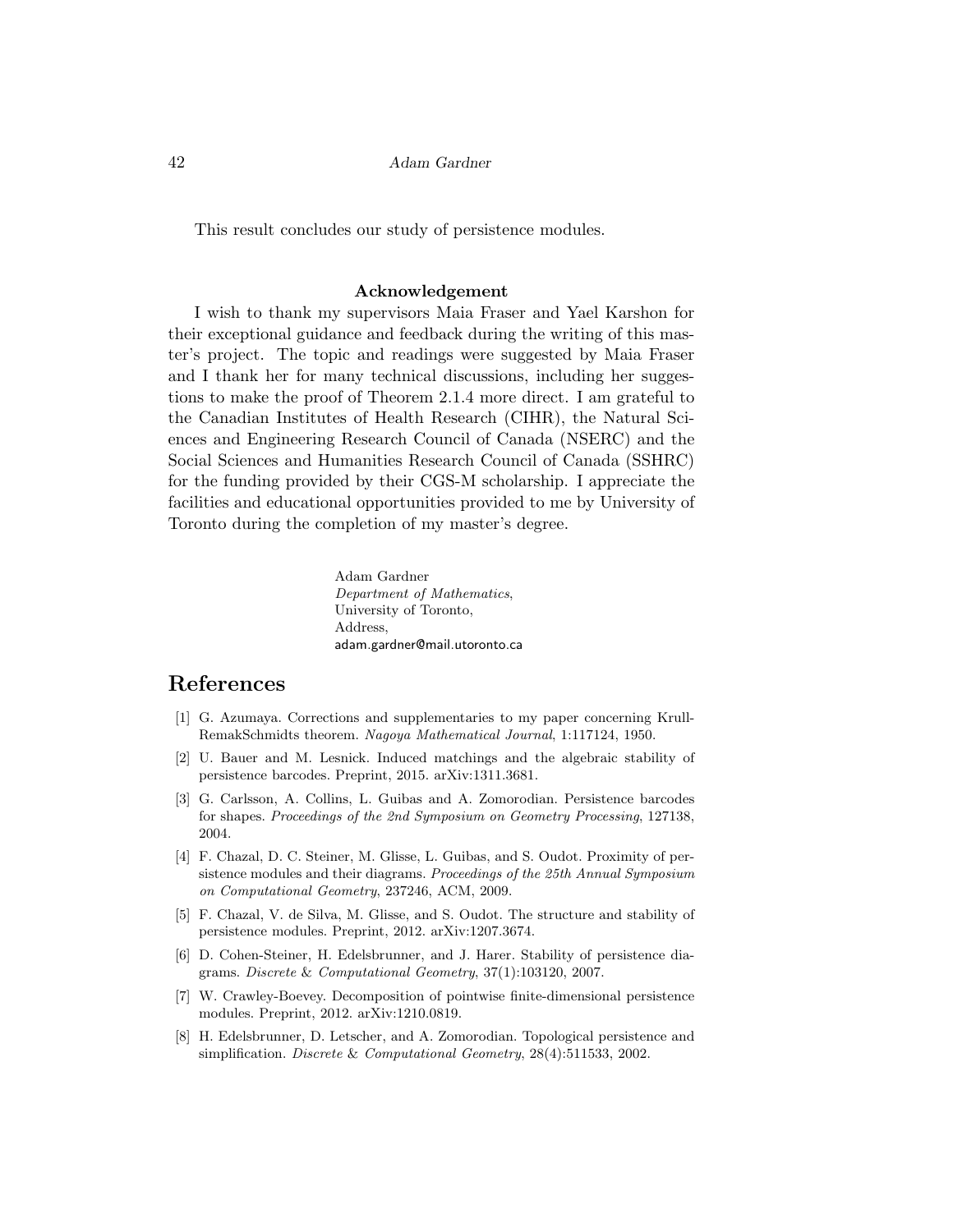This result concludes our study of persistence modules.

**Acknowledgement**

I wish to thank my supervisors Maia Fraser and Yael Karshon for their exceptional guidance and feedback during the writing of this master's project. The topic and readings were suggested by Maia Fraser and I thank her for many technical discussions, including her suggestions to make the proof of Theorem 2.1.4 more direct. I am grateful to the Canadian Institutes of Health Research (CIHR), the Natural Sciences and Engineering Research Council of Canada (NSERC) and the Social Sciences and Humanities Research Council of Canada (SSHRC) for the funding provided by their CGS-M scholarship. I appreciate the facilities and educational opportunities provided to me by University of Toronto during the completion of my master's degree.

Adam Gardner
*Department of Mathematics*,
University of Toronto,
Address,
adam.gardner@mail.utoronto.ca

## References

[1] G. Azumaya. Corrections and supplementaries to my paper concerning Krull-RemakSchmidts theorem. *Nagoya Mathematical Journal*, 1:117124, 1950.

[2] U. Bauer and M. Lesnick. Induced matchings and the algebraic stability of persistence barcodes. Preprint, 2015. arXiv:1311.3681.

[3] G. Carlsson, A. Collins, L. Guibas and A. Zomorodian. Persistence barcodes for shapes. *Proceedings of the 2nd Symposium on Geometry Processing*, 127138, 2004.

[4] F. Chazal, D. C. Steiner, M. Glisse, L. Guibas, and S. Oudot. Proximity of persistence modules and their diagrams. *Proceedings of the 25th Annual Symposium on Computational Geometry*, 237246, ACM, 2009.

[5] F. Chazal, V. de Silva, M. Glisse, and S. Oudot. The structure and stability of persistence modules. Preprint, 2012. arXiv:1207.3674.

[6] D. Cohen-Steiner, H. Edelsbrunner, and J. Harer. Stability of persistence diagrams. *Discrete* & *Computational Geometry*, 37(1):103120, 2007.

[7] W. Crawley-Boevey. Decomposition of pointwise finite-dimensional persistence modules. Preprint, 2012. arXiv:1210.0819.

[8] H. Edelsbrunner, D. Letscher, and A. Zomorodian. Topological persistence and simplification. *Discrete* & *Computational Geometry*, 28(4):511533, 2002.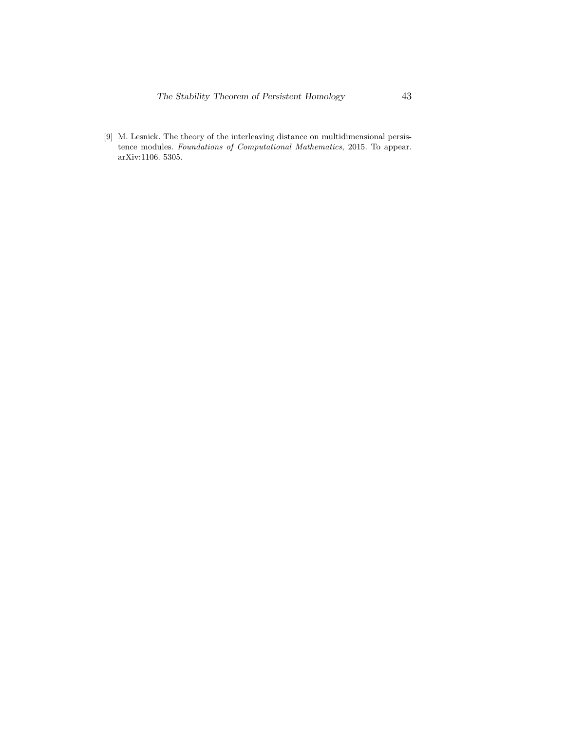[9] M. Lesnick. The theory of the interleaving distance on multidimensional persistence modules. *Foundations of Computational Mathematics*, 2015. To appear. arXiv:1106. 5305.